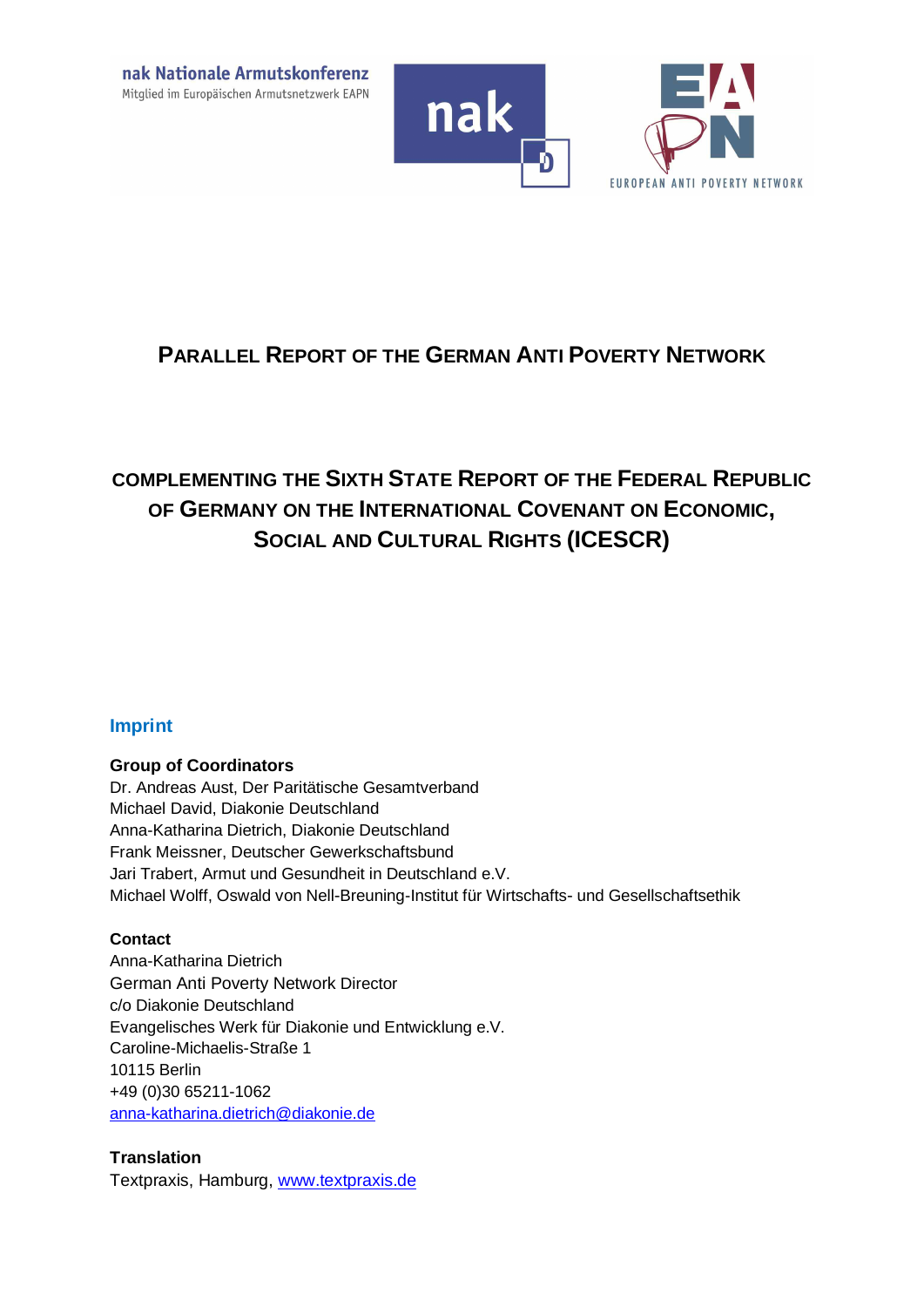nak Nationale Armutskonferenz
Mitglied im Europäischen Armutsnetzwerk EAPN

# Parallel Report of the German Anti Poverty Network

## Complementing the Sixth State Report of the Federal Republic of Germany on the International Covenant on Economic, Social and Cultural Rights (ICESCR)

### Imprint

**Group of Coordinators**
Dr. Andreas Aust, Der Paritätische Gesamtverband
Michael David, Diakonie Deutschland
Anna-Katharina Dietrich, Diakonie Deutschland
Frank Meissner, Deutscher Gewerkschaftsbund
Jari Trabert, Armut und Gesundheit in Deutschland e.V.
Michael Wolff, Oswald von Nell-Breuning-Institut für Wirtschafts- und Gesellschaftsethik

**Contact**
Anna-Katharina Dietrich
German Anti Poverty Network Director
c/o Diakonie Deutschland
Evangelisches Werk für Diakonie und Entwicklung e.V.
Caroline-Michaelis-Straße 1
10115 Berlin
+49 (0)30 65211-1062
anna-katharina.dietrich@diakonie.de

**Translation**
Textpraxis, Hamburg, www.textpraxis.de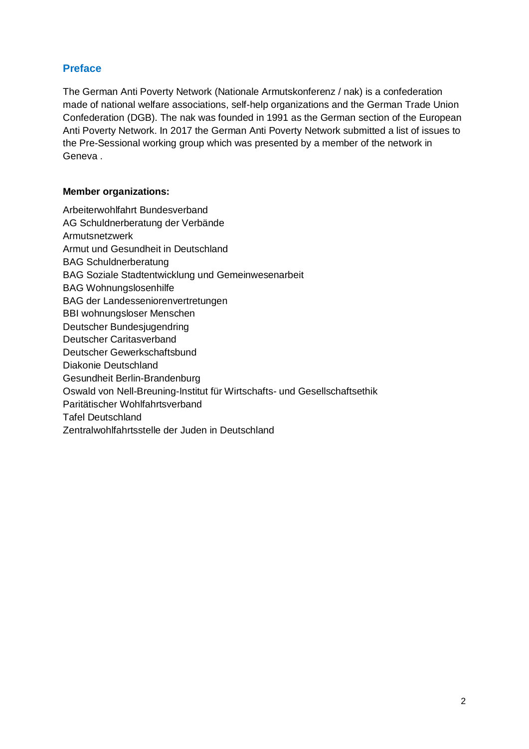## Preface

The German Anti Poverty Network (Nationale Armutskonferenz / nak) is a confederation made of national welfare associations, self-help organizations and the German Trade Union Confederation (DGB). The nak was founded in 1991 as the German section of the European Anti Poverty Network. In 2017 the German Anti Poverty Network submitted a list of issues to the Pre-Sessional working group which was presented by a member of the network in Geneva .

**Member organizations:**

Arbeiterwohlfahrt Bundesverband
AG Schuldnerberatung der Verbände
Armutsnetzwerk
Armut und Gesundheit in Deutschland
BAG Schuldnerberatung
BAG Soziale Stadtentwicklung und Gemeinwesenarbeit
BAG Wohnungslosenhilfe
BAG der Landesseniorenvertretungen
BBI wohnungsloser Menschen
Deutscher Bundesjugendring
Deutscher Caritasverband
Deutscher Gewerkschaftsbund
Diakonie Deutschland
Gesundheit Berlin-Brandenburg
Oswald von Nell-Breuning-Institut für Wirtschafts- und Gesellschaftsethik
Paritätischer Wohlfahrtsverband
Tafel Deutschland
Zentralwohlfahrtsstelle der Juden in Deutschland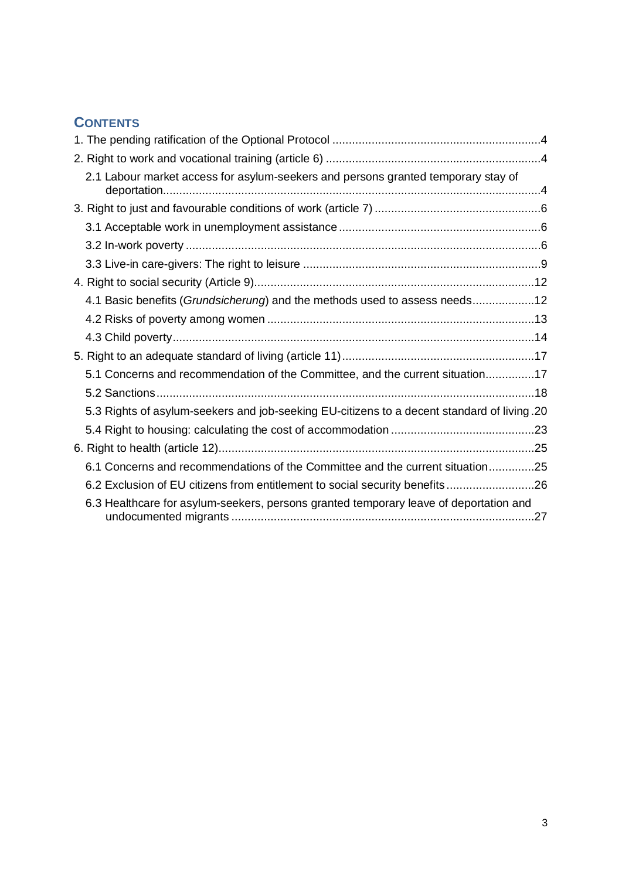## Contents

1. The pending ratification of the Optional Protocol ... 4
2. Right to work and vocational training (article 6) ... 4
   - 2.1 Labour market access for asylum-seekers and persons granted temporary stay of deportation ... 4
3. Right to just and favourable conditions of work (article 7) ... 6
   - 3.1 Acceptable work in unemployment assistance ... 6
   - 3.2 In-work poverty ... 6
   - 3.3 Live-in care-givers: The right to leisure ... 9
4. Right to social security (Article 9) ... 12
   - 4.1 Basic benefits (*Grundsicherung*) and the methods used to assess needs ... 12
   - 4.2 Risks of poverty among women ... 13
   - 4.3 Child poverty ... 14
5. Right to an adequate standard of living (article 11) ... 17
   - 5.1 Concerns and recommendation of the Committee, and the current situation ... 17
   - 5.2 Sanctions ... 18
   - 5.3 Rights of asylum-seekers and job-seeking EU-citizens to a decent standard of living ... 20
   - 5.4 Right to housing: calculating the cost of accommodation ... 23
6. Right to health (article 12) ... 25
   - 6.1 Concerns and recommendations of the Committee and the current situation ... 25
   - 6.2 Exclusion of EU citizens from entitlement to social security benefits ... 26
   - 6.3 Healthcare for asylum-seekers, persons granted temporary leave of deportation and undocumented migrants ... 27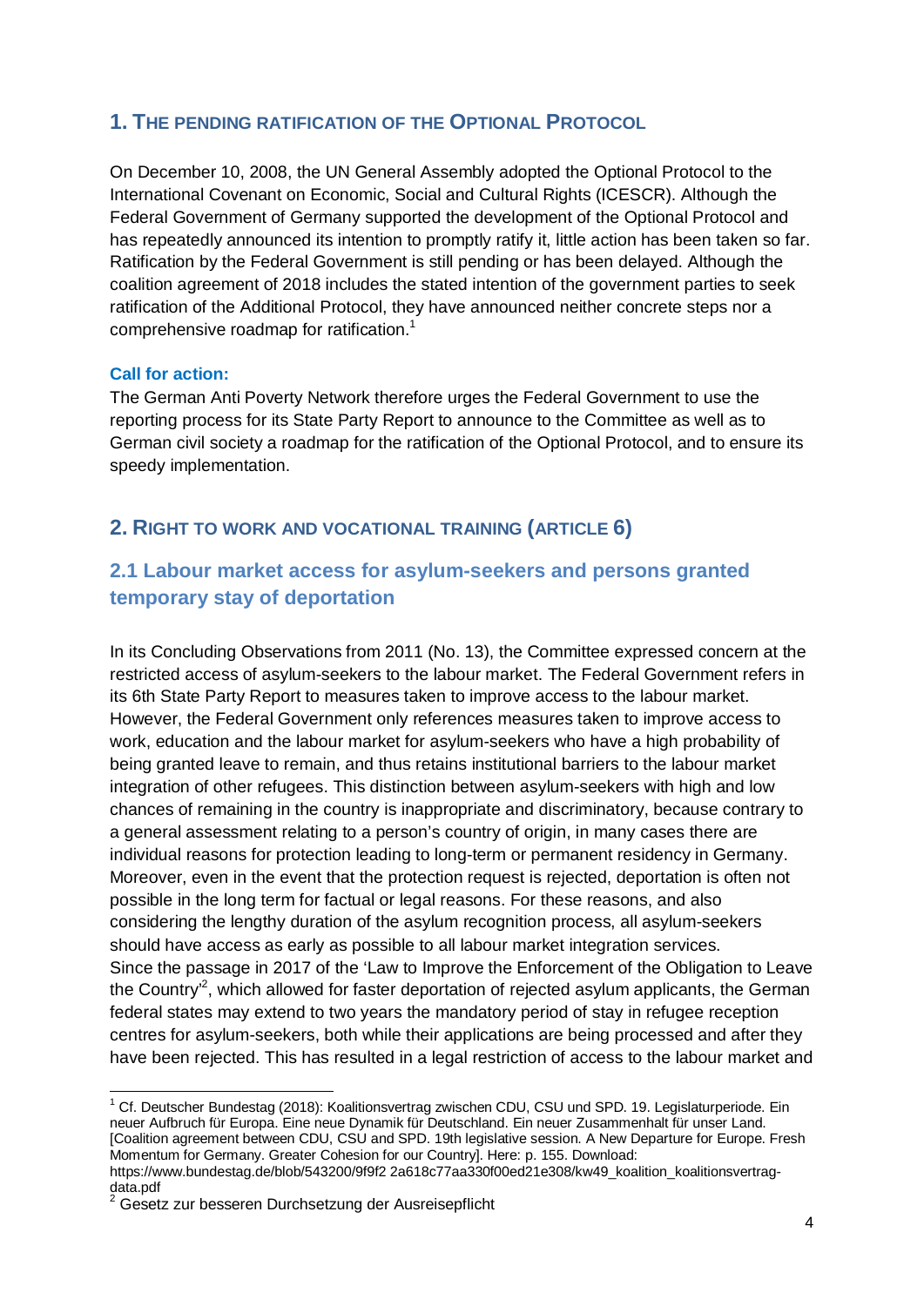## 1. The pending ratification of the Optional Protocol

On December 10, 2008, the UN General Assembly adopted the Optional Protocol to the International Covenant on Economic, Social and Cultural Rights (ICESCR). Although the Federal Government of Germany supported the development of the Optional Protocol and has repeatedly announced its intention to promptly ratify it, little action has been taken so far. Ratification by the Federal Government is still pending or has been delayed. Although the coalition agreement of 2018 includes the stated intention of the government parties to seek ratification of the Additional Protocol, they have announced neither concrete steps nor a comprehensive roadmap for ratification.[1]

**Call for action:**

The German Anti Poverty Network therefore urges the Federal Government to use the reporting process for its State Party Report to announce to the Committee as well as to German civil society a roadmap for the ratification of the Optional Protocol, and to ensure its speedy implementation.

## 2. Right to work and vocational training (Article 6)

### 2.1 Labour market access for asylum-seekers and persons granted temporary stay of deportation

In its Concluding Observations from 2011 (No. 13), the Committee expressed concern at the restricted access of asylum-seekers to the labour market. The Federal Government refers in its 6th State Party Report to measures taken to improve access to the labour market. However, the Federal Government only references measures taken to improve access to work, education and the labour market for asylum-seekers who have a high probability of being granted leave to remain, and thus retains institutional barriers to the labour market integration of other refugees. This distinction between asylum-seekers with high and low chances of remaining in the country is inappropriate and discriminatory, because contrary to a general assessment relating to a person's country of origin, in many cases there are individual reasons for protection leading to long-term or permanent residency in Germany. Moreover, even in the event that the protection request is rejected, deportation is often not possible in the long term for factual or legal reasons. For these reasons, and also considering the lengthy duration of the asylum recognition process, all asylum-seekers should have access as early as possible to all labour market integration services.
Since the passage in 2017 of the 'Law to Improve the Enforcement of the Obligation to Leave the Country'[2], which allowed for faster deportation of rejected asylum applicants, the German federal states may extend to two years the mandatory period of stay in refugee reception centres for asylum-seekers, both while their applications are being processed and after they have been rejected. This has resulted in a legal restriction of access to the labour market and

---

[1] Cf. Deutscher Bundestag (2018): Koalitionsvertrag zwischen CDU, CSU und SPD. 19. Legislaturperiode. Ein neuer Aufbruch für Europa. Eine neue Dynamik für Deutschland. Ein neuer Zusammenhalt für unser Land. [Coalition agreement between CDU, CSU and SPD. 19th legislative session. A New Departure for Europe. Fresh Momentum for Germany. Greater Cohesion for our Country]. Here: p. 155. Download: https://www.bundestag.de/blob/543200/9f9f2 2a618c77aa330f00ed21e308/kw49_koalition_koalitionsvertrag-data.pdf

[2] Gesetz zur besseren Durchsetzung der Ausreisepflicht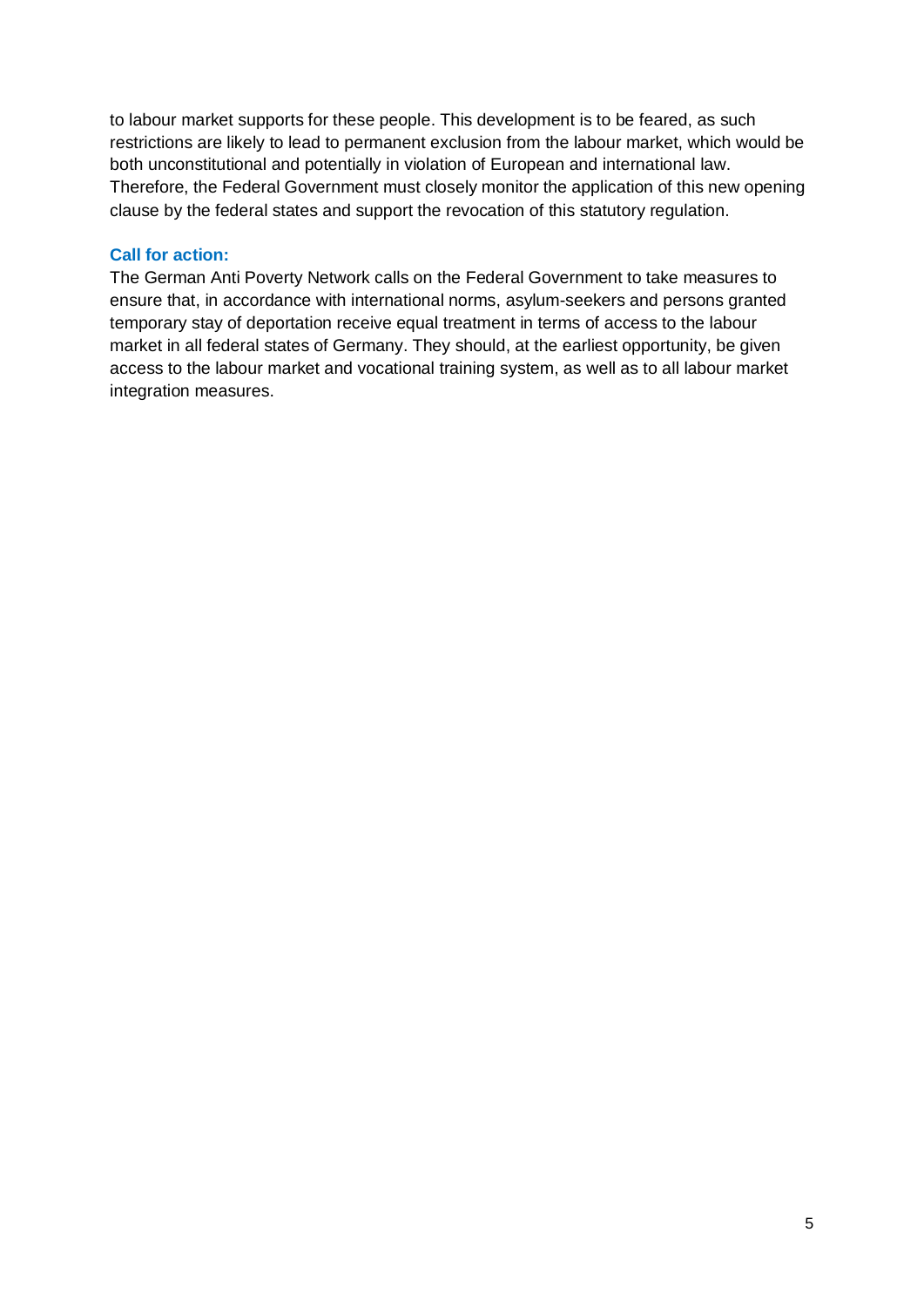to labour market supports for these people. This development is to be feared, as such restrictions are likely to lead to permanent exclusion from the labour market, which would be both unconstitutional and potentially in violation of European and international law. Therefore, the Federal Government must closely monitor the application of this new opening clause by the federal states and support the revocation of this statutory regulation.

**Call for action:**

The German Anti Poverty Network calls on the Federal Government to take measures to ensure that, in accordance with international norms, asylum-seekers and persons granted temporary stay of deportation receive equal treatment in terms of access to the labour market in all federal states of Germany. They should, at the earliest opportunity, be given access to the labour market and vocational training system, as well as to all labour market integration measures.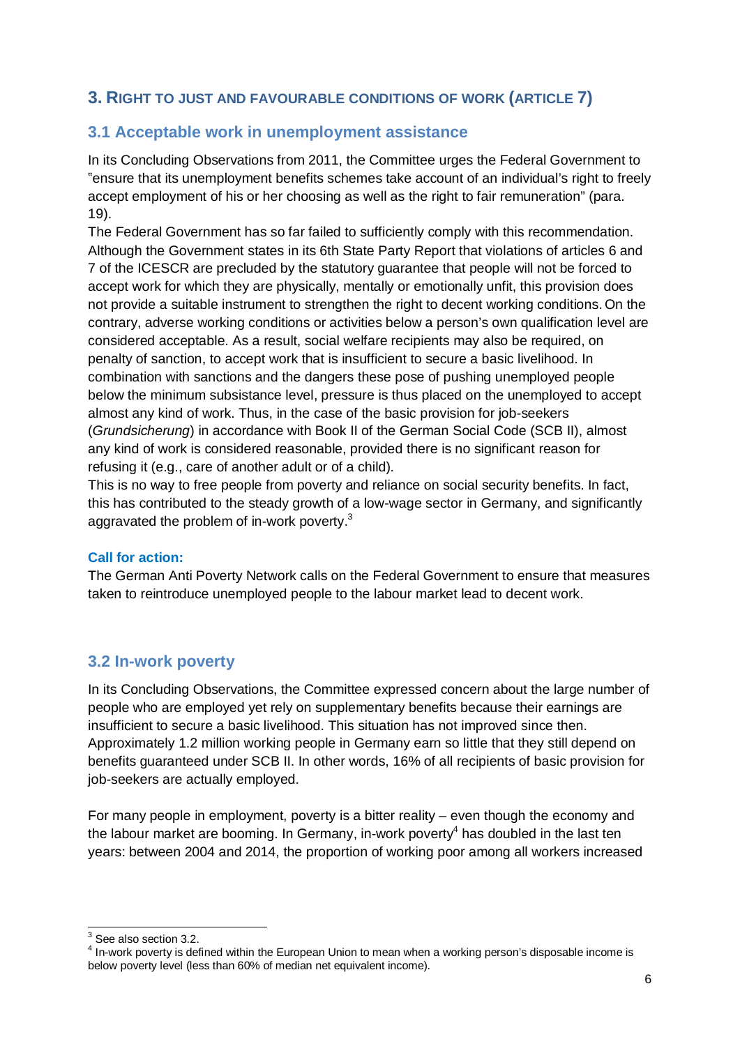## 3. Right to just and favourable conditions of work (Article 7)

### 3.1 Acceptable work in unemployment assistance

In its Concluding Observations from 2011, the Committee urges the Federal Government to "ensure that its unemployment benefits schemes take account of an individual's right to freely accept employment of his or her choosing as well as the right to fair remuneration" (para. 19).

The Federal Government has so far failed to sufficiently comply with this recommendation. Although the Government states in its 6th State Party Report that violations of articles 6 and 7 of the ICESCR are precluded by the statutory guarantee that people will not be forced to accept work for which they are physically, mentally or emotionally unfit, this provision does not provide a suitable instrument to strengthen the right to decent working conditions. On the contrary, adverse working conditions or activities below a person's own qualification level are considered acceptable. As a result, social welfare recipients may also be required, on penalty of sanction, to accept work that is insufficient to secure a basic livelihood. In combination with sanctions and the dangers these pose of pushing unemployed people below the minimum subsistance level, pressure is thus placed on the unemployed to accept almost any kind of work. Thus, in the case of the basic provision for job-seekers (*Grundsicherung*) in accordance with Book II of the German Social Code (SCB II), almost any kind of work is considered reasonable, provided there is no significant reason for refusing it (e.g., care of another adult or of a child).

This is no way to free people from poverty and reliance on social security benefits. In fact, this has contributed to the steady growth of a low-wage sector in Germany, and significantly aggravated the problem of in-work poverty.[3]

**Call for action:**

The German Anti Poverty Network calls on the Federal Government to ensure that measures taken to reintroduce unemployed people to the labour market lead to decent work.

### 3.2 In-work poverty

In its Concluding Observations, the Committee expressed concern about the large number of people who are employed yet rely on supplementary benefits because their earnings are insufficient to secure a basic livelihood. This situation has not improved since then. Approximately 1.2 million working people in Germany earn so little that they still depend on benefits guaranteed under SCB II. In other words, 16% of all recipients of basic provision for job-seekers are actually employed.

For many people in employment, poverty is a bitter reality – even though the economy and the labour market are booming. In Germany, in-work poverty[4] has doubled in the last ten years: between 2004 and 2014, the proportion of working poor among all workers increased

---

[3] See also section 3.2.

[4] In-work poverty is defined within the European Union to mean when a working person's disposable income is below poverty level (less than 60% of median net equivalent income).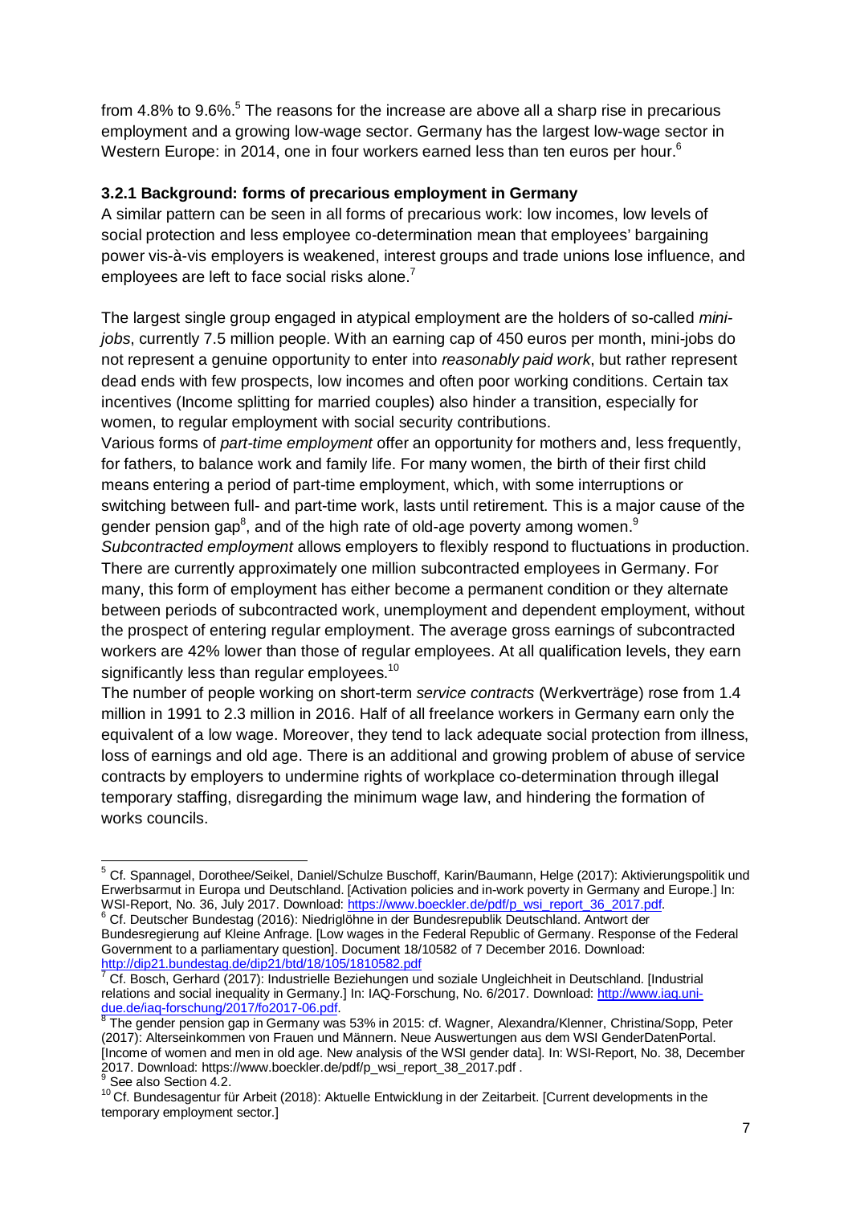from 4.8% to 9.6%.[5] The reasons for the increase are above all a sharp rise in precarious employment and a growing low-wage sector. Germany has the largest low-wage sector in Western Europe: in 2014, one in four workers earned less than ten euros per hour.[6]

### 3.2.1 Background: forms of precarious employment in Germany

A similar pattern can be seen in all forms of precarious work: low incomes, low levels of social protection and less employee co-determination mean that employees' bargaining power vis-à-vis employers is weakened, interest groups and trade unions lose influence, and employees are left to face social risks alone.[7]

The largest single group engaged in atypical employment are the holders of so-called *mini-jobs*, currently 7.5 million people. With an earning cap of 450 euros per month, mini-jobs do not represent a genuine opportunity to enter into *reasonably paid work*, but rather represent dead ends with few prospects, low incomes and often poor working conditions. Certain tax incentives (Income splitting for married couples) also hinder a transition, especially for women, to regular employment with social security contributions.

Various forms of *part-time employment* offer an opportunity for mothers and, less frequently, for fathers, to balance work and family life. For many women, the birth of their first child means entering a period of part-time employment, which, with some interruptions or switching between full- and part-time work, lasts until retirement. This is a major cause of the gender pension gap[8], and of the high rate of old-age poverty among women.[9]

*Subcontracted employment* allows employers to flexibly respond to fluctuations in production. There are currently approximately one million subcontracted employees in Germany. For many, this form of employment has either become a permanent condition or they alternate between periods of subcontracted work, unemployment and dependent employment, without the prospect of entering regular employment. The average gross earnings of subcontracted workers are 42% lower than those of regular employees. At all qualification levels, they earn significantly less than regular employees.[10]

The number of people working on short-term *service contracts* (Werkverträge) rose from 1.4 million in 1991 to 2.3 million in 2016. Half of all freelance workers in Germany earn only the equivalent of a low wage. Moreover, they tend to lack adequate social protection from illness, loss of earnings and old age. There is an additional and growing problem of abuse of service contracts by employers to undermine rights of workplace co-determination through illegal temporary staffing, disregarding the minimum wage law, and hindering the formation of works councils.

---

[5] Cf. Spannagel, Dorothee/Seikel, Daniel/Schulze Buschoff, Karin/Baumann, Helge (2017): Aktivierungspolitik und Erwerbsarmut in Europa und Deutschland. [Activation policies and in-work poverty in Germany and Europe.] In: WSI-Report, No. 36, July 2017. Download: https://www.boeckler.de/pdf/p_wsi_report_36_2017.pdf.

[6] Cf. Deutscher Bundestag (2016): Niedriglöhne in der Bundesrepublik Deutschland. Antwort der Bundesregierung auf Kleine Anfrage. [Low wages in the Federal Republic of Germany. Response of the Federal Government to a parliamentary question]. Document 18/10582 of 7 December 2016. Download: http://dip21.bundestag.de/dip21/btd/18/105/1810582.pdf

[7] Cf. Bosch, Gerhard (2017): Industrielle Beziehungen und soziale Ungleichheit in Deutschland. [Industrial relations and social inequality in Germany.] In: IAQ-Forschung, No. 6/2017. Download: http://www.iaq.uni-due.de/iaq-forschung/2017/fo2017-06.pdf.

[8] The gender pension gap in Germany was 53% in 2015: cf. Wagner, Alexandra/Klenner, Christina/Sopp, Peter (2017): Alterseinkommen von Frauen und Männern. Neue Auswertungen aus dem WSI GenderDatenPortal. [Income of women and men in old age. New analysis of the WSI gender data]. In: WSI-Report, No. 38, December 2017. Download: https://www.boeckler.de/pdf/p_wsi_report_38_2017.pdf .

[9] See also Section 4.2.

[10] Cf. Bundesagentur für Arbeit (2018): Aktuelle Entwicklung in der Zeitarbeit. [Current developments in the temporary employment sector.]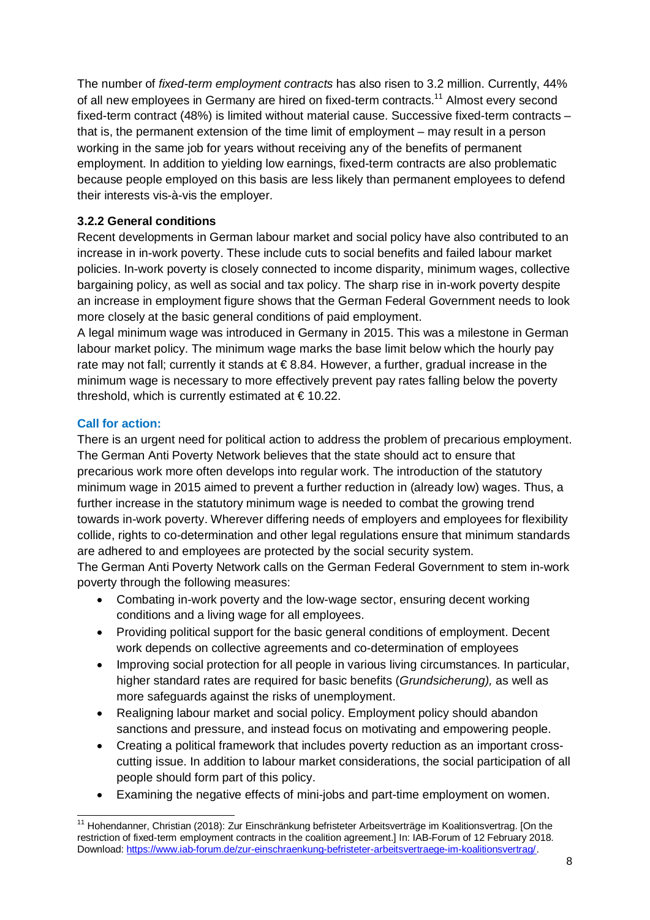The number of *fixed-term employment contracts* has also risen to 3.2 million. Currently, 44% of all new employees in Germany are hired on fixed-term contracts.[11] Almost every second fixed-term contract (48%) is limited without material cause. Successive fixed-term contracts – that is, the permanent extension of the time limit of employment – may result in a person working in the same job for years without receiving any of the benefits of permanent employment. In addition to yielding low earnings, fixed-term contracts are also problematic because people employed on this basis are less likely than permanent employees to defend their interests vis-à-vis the employer.

### 3.2.2 General conditions

Recent developments in German labour market and social policy have also contributed to an increase in in-work poverty. These include cuts to social benefits and failed labour market policies. In-work poverty is closely connected to income disparity, minimum wages, collective bargaining policy, as well as social and tax policy. The sharp rise in in-work poverty despite an increase in employment figure shows that the German Federal Government needs to look more closely at the basic general conditions of paid employment.

A legal minimum wage was introduced in Germany in 2015. This was a milestone in German labour market policy. The minimum wage marks the base limit below which the hourly pay rate may not fall; currently it stands at € 8.84. However, a further, gradual increase in the minimum wage is necessary to more effectively prevent pay rates falling below the poverty threshold, which is currently estimated at € 10.22.

**Call for action:**

There is an urgent need for political action to address the problem of precarious employment. The German Anti Poverty Network believes that the state should act to ensure that precarious work more often develops into regular work. The introduction of the statutory minimum wage in 2015 aimed to prevent a further reduction in (already low) wages. Thus, a further increase in the statutory minimum wage is needed to combat the growing trend towards in-work poverty. Wherever differing needs of employers and employees for flexibility collide, rights to co-determination and other legal regulations ensure that minimum standards are adhered to and employees are protected by the social security system.

The German Anti Poverty Network calls on the German Federal Government to stem in-work poverty through the following measures:

- Combating in-work poverty and the low-wage sector, ensuring decent working conditions and a living wage for all employees.
- Providing political support for the basic general conditions of employment. Decent work depends on collective agreements and co-determination of employees
- Improving social protection for all people in various living circumstances. In particular, higher standard rates are required for basic benefits (*Grundsicherung),* as well as more safeguards against the risks of unemployment.
- Realigning labour market and social policy. Employment policy should abandon sanctions and pressure, and instead focus on motivating and empowering people.
- Creating a political framework that includes poverty reduction as an important cross-cutting issue. In addition to labour market considerations, the social participation of all people should form part of this policy.
- Examining the negative effects of mini-jobs and part-time employment on women.

---

[11] Hohendanner, Christian (2018): Zur Einschränkung befristeter Arbeitsverträge im Koalitionsvertrag. [On the restriction of fixed-term employment contracts in the coalition agreement.] In: IAB-Forum of 12 February 2018. Download: https://www.iab-forum.de/zur-einschraenkung-befristeter-arbeitsvertraege-im-koalitionsvertrag/.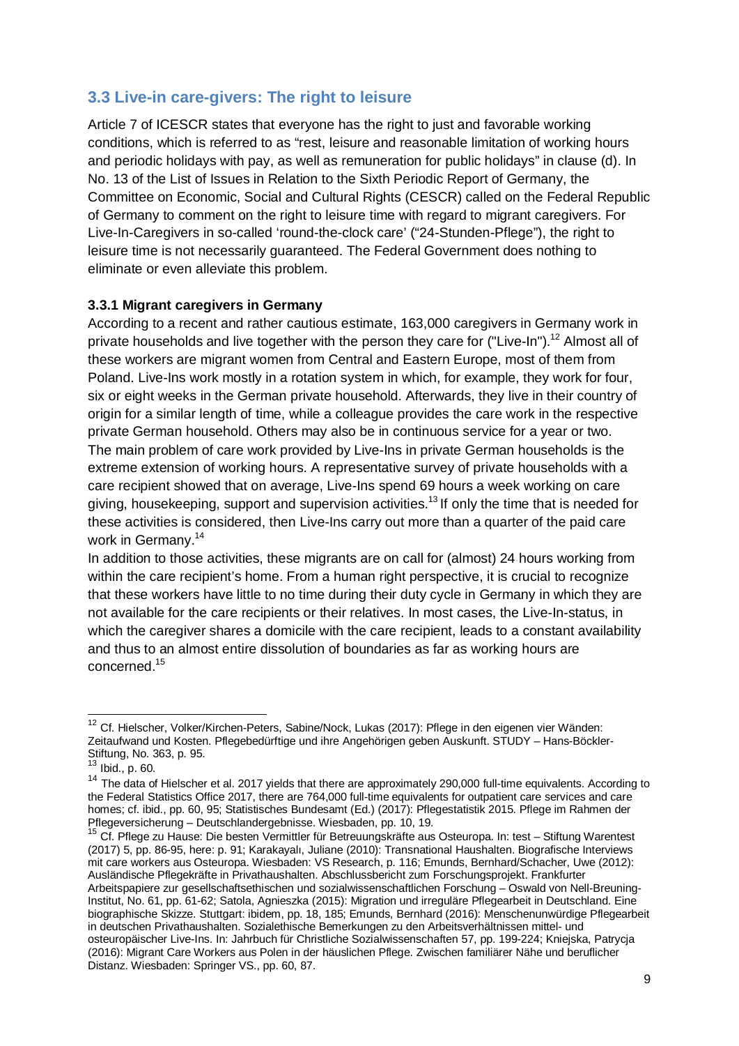## 3.3 Live-in care-givers: The right to leisure

Article 7 of ICESCR states that everyone has the right to just and favorable working conditions, which is referred to as "rest, leisure and reasonable limitation of working hours and periodic holidays with pay, as well as remuneration for public holidays" in clause (d). In No. 13 of the List of Issues in Relation to the Sixth Periodic Report of Germany, the Committee on Economic, Social and Cultural Rights (CESCR) called on the Federal Republic of Germany to comment on the right to leisure time with regard to migrant caregivers. For Live-In-Caregivers in so-called 'round-the-clock care' ("24-Stunden-Pflege"), the right to leisure time is not necessarily guaranteed. The Federal Government does nothing to eliminate or even alleviate this problem.

### 3.3.1 Migrant caregivers in Germany

According to a recent and rather cautious estimate, 163,000 caregivers in Germany work in private households and live together with the person they care for ("Live-In").[12] Almost all of these workers are migrant women from Central and Eastern Europe, most of them from Poland. Live-Ins work mostly in a rotation system in which, for example, they work for four, six or eight weeks in the German private household. Afterwards, they live in their country of origin for a similar length of time, while a colleague provides the care work in the respective private German household. Others may also be in continuous service for a year or two.
The main problem of care work provided by Live-Ins in private German households is the extreme extension of working hours. A representative survey of private households with a care recipient showed that on average, Live-Ins spend 69 hours a week working on care giving, housekeeping, support and supervision activities.[13] If only the time that is needed for these activities is considered, then Live-Ins carry out more than a quarter of the paid care work in Germany.[14]
In addition to those activities, these migrants are on call for (almost) 24 hours working from within the care recipient's home. From a human right perspective, it is crucial to recognize that these workers have little to no time during their duty cycle in Germany in which they are not available for the care recipients or their relatives. In most cases, the Live-In-status, in which the caregiver shares a domicile with the care recipient, leads to a constant availability and thus to an almost entire dissolution of boundaries as far as working hours are concerned.[15]

---

[12] Cf. Hielscher, Volker/Kirchen-Peters, Sabine/Nock, Lukas (2017): Pflege in den eigenen vier Wänden: Zeitaufwand und Kosten. Pflegebedürftige und ihre Angehörigen geben Auskunft. STUDY – Hans-Böckler-Stiftung, No. 363, p. 95.

[13] Ibid., p. 60.

[14] The data of Hielscher et al. 2017 yields that there are approximately 290,000 full-time equivalents. According to the Federal Statistics Office 2017, there are 764,000 full-time equivalents for outpatient care services and care homes; cf. ibid., pp. 60, 95; Statistisches Bundesamt (Ed.) (2017): Pflegestatistik 2015. Pflege im Rahmen der Pflegeversicherung – Deutschlandergebnisse. Wiesbaden, pp. 10, 19.

[15] Cf. Pflege zu Hause: Die besten Vermittler für Betreuungskräfte aus Osteuropa. In: test – Stiftung Warentest (2017) 5, pp. 86-95, here: p. 91; Karakayalı, Juliane (2010): Transnational Haushalten. Biografische Interviews mit care workers aus Osteuropa. Wiesbaden: VS Research, p. 116; Emunds, Bernhard/Schacher, Uwe (2012): Ausländische Pflegekräfte in Privathaushalten. Abschlussbericht zum Forschungsprojekt. Frankfurter Arbeitspapiere zur gesellschaftsethischen und sozialwissenschaftlichen Forschung – Oswald von Nell-Breuning-Institut, No. 61, pp. 61-62; Satola, Agnieszka (2015): Migration und irreguläre Pflegearbeit in Deutschland. Eine biographische Skizze. Stuttgart: ibidem, pp. 18, 185; Emunds, Bernhard (2016): Menschenunwürdige Pflegearbeit in deutschen Privathaushalten. Sozialethische Bemerkungen zu den Arbeitsverhältnissen mittel- und osteuropäischer Live-Ins. In: Jahrbuch für Christliche Sozialwissenschaften 57, pp. 199-224; Kniejska, Patrycja (2016): Migrant Care Workers aus Polen in der häuslichen Pflege. Zwischen familiärer Nähe und beruflicher Distanz. Wiesbaden: Springer VS., pp. 60, 87.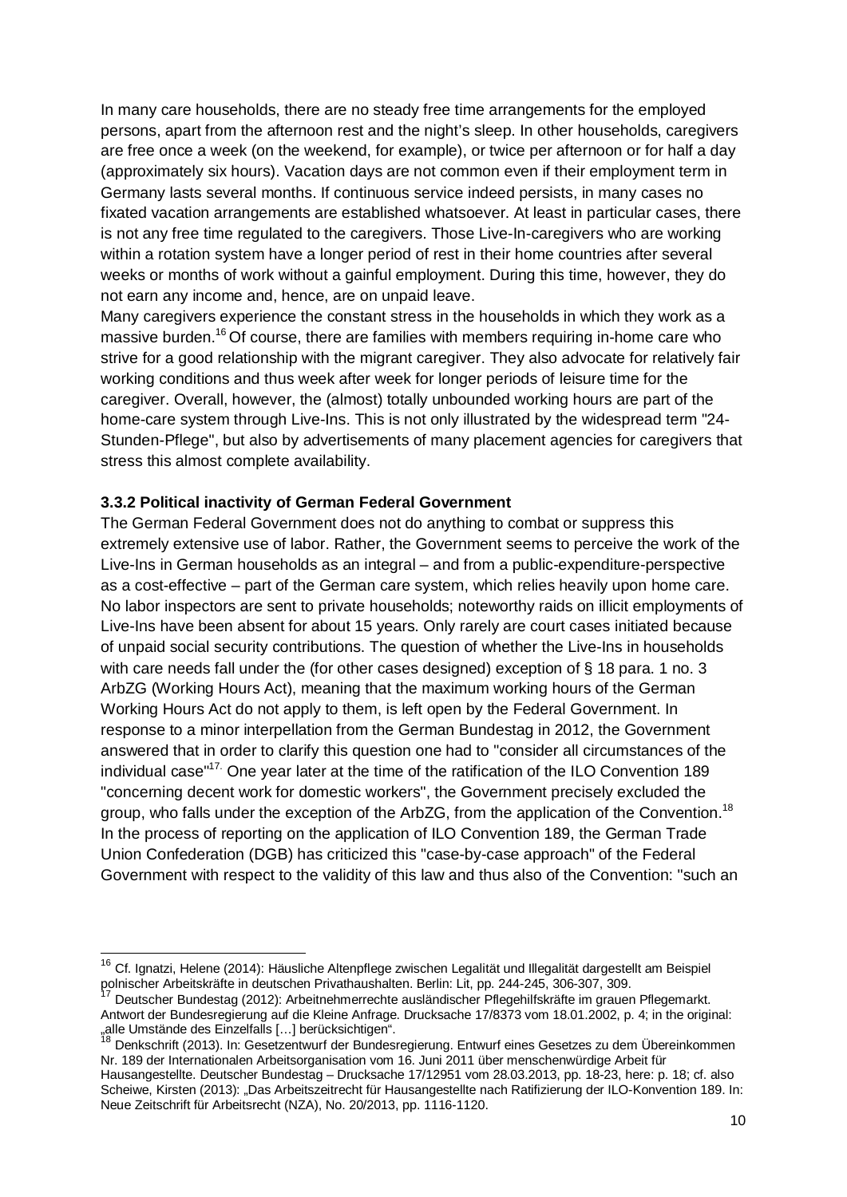In many care households, there are no steady free time arrangements for the employed persons, apart from the afternoon rest and the night's sleep. In other households, caregivers are free once a week (on the weekend, for example), or twice per afternoon or for half a day (approximately six hours). Vacation days are not common even if their employment term in Germany lasts several months. If continuous service indeed persists, in many cases no fixated vacation arrangements are established whatsoever. At least in particular cases, there is not any free time regulated to the caregivers. Those Live-In-caregivers who are working within a rotation system have a longer period of rest in their home countries after several weeks or months of work without a gainful employment. During this time, however, they do not earn any income and, hence, are on unpaid leave.

Many caregivers experience the constant stress in the households in which they work as a massive burden.[16] Of course, there are families with members requiring in-home care who strive for a good relationship with the migrant caregiver. They also advocate for relatively fair working conditions and thus week after week for longer periods of leisure time for the caregiver. Overall, however, the (almost) totally unbounded working hours are part of the home-care system through Live-Ins. This is not only illustrated by the widespread term "24-Stunden-Pflege", but also by advertisements of many placement agencies for caregivers that stress this almost complete availability.

### 3.3.2 Political inactivity of German Federal Government

The German Federal Government does not do anything to combat or suppress this extremely extensive use of labor. Rather, the Government seems to perceive the work of the Live-Ins in German households as an integral – and from a public-expenditure-perspective as a cost-effective – part of the German care system, which relies heavily upon home care. No labor inspectors are sent to private households; noteworthy raids on illicit employments of Live-Ins have been absent for about 15 years. Only rarely are court cases initiated because of unpaid social security contributions. The question of whether the Live-Ins in households with care needs fall under the (for other cases designed) exception of § 18 para. 1 no. 3 ArbZG (Working Hours Act), meaning that the maximum working hours of the German Working Hours Act do not apply to them, is left open by the Federal Government. In response to a minor interpellation from the German Bundestag in 2012, the Government answered that in order to clarify this question one had to "consider all circumstances of the individual case"[17]. One year later at the time of the ratification of the ILO Convention 189 "concerning decent work for domestic workers", the Government precisely excluded the group, who falls under the exception of the ArbZG, from the application of the Convention.[18] In the process of reporting on the application of ILO Convention 189, the German Trade Union Confederation (DGB) has criticized this "case-by-case approach" of the Federal Government with respect to the validity of this law and thus also of the Convention: "such an

---

[16] Cf. Ignatzi, Helene (2014): Häusliche Altenpflege zwischen Legalität und Illegalität dargestellt am Beispiel polnischer Arbeitskräfte in deutschen Privathaushalten. Berlin: Lit, pp. 244-245, 306-307, 309.

[17] Deutscher Bundestag (2012): Arbeitnehmerrechte ausländischer Pflegehilfskräfte im grauen Pflegemarkt. Antwort der Bundesregierung auf die Kleine Anfrage. Drucksache 17/8373 vom 18.01.2002, p. 4; in the original: „alle Umstände des Einzelfalls […] berücksichtigen".

[18] Denkschrift (2013). In: Gesetzentwurf der Bundesregierung. Entwurf eines Gesetzes zu dem Übereinkommen Nr. 189 der Internationalen Arbeitsorganisation vom 16. Juni 2011 über menschenwürdige Arbeit für Hausangestellte. Deutscher Bundestag – Drucksache 17/12951 vom 28.03.2013, pp. 18-23, here: p. 18; cf. also Scheiwe, Kirsten (2013): „Das Arbeitszeitrecht für Hausangestellte nach Ratifizierung der ILO-Konvention 189. In: Neue Zeitschrift für Arbeitsrecht (NZA), No. 20/2013, pp. 1116-1120.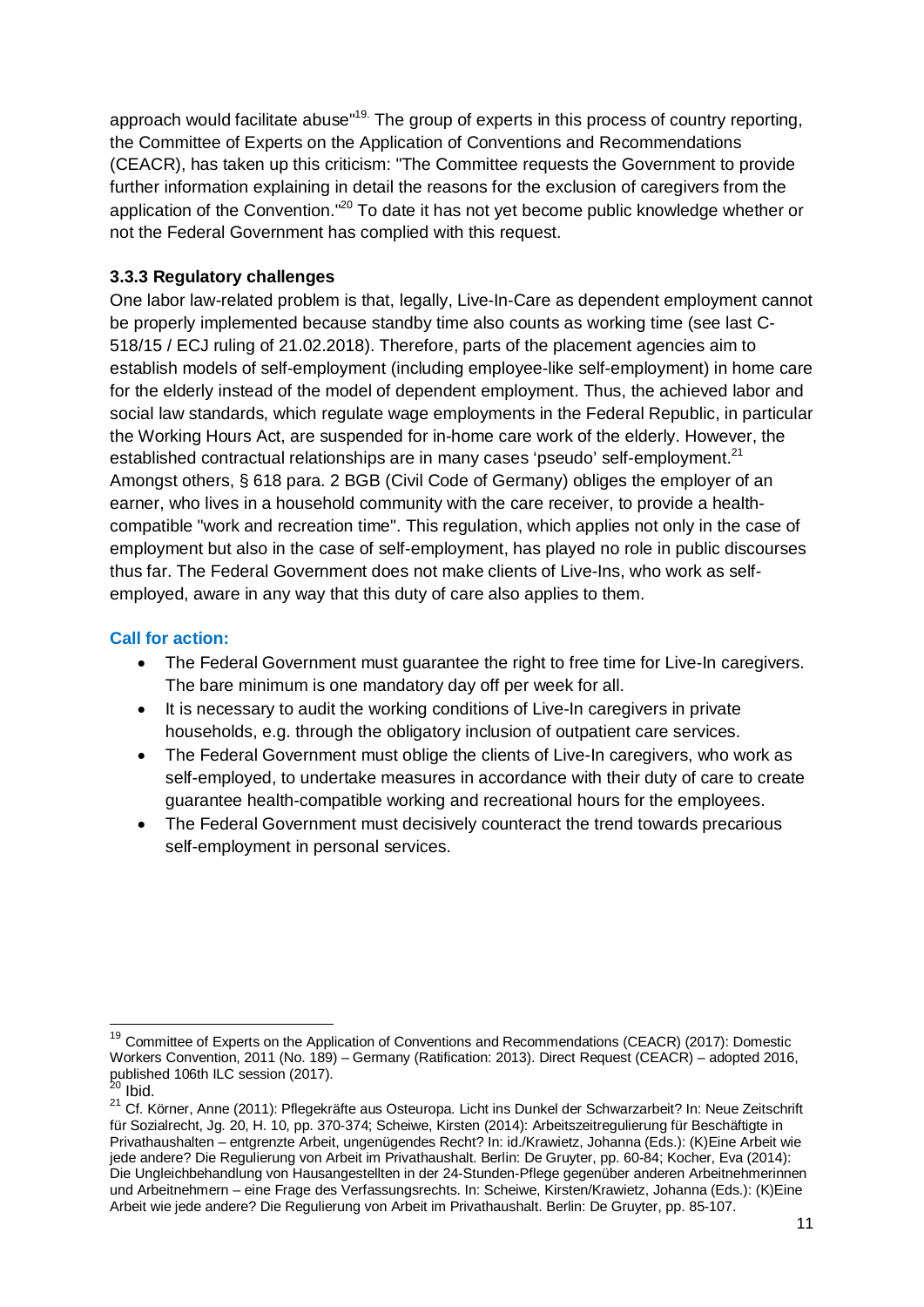approach would facilitate abuse"[19]. The group of experts in this process of country reporting, the Committee of Experts on the Application of Conventions and Recommendations (CEACR), has taken up this criticism: "The Committee requests the Government to provide further information explaining in detail the reasons for the exclusion of caregivers from the application of the Convention."[20] To date it has not yet become public knowledge whether or not the Federal Government has complied with this request.

### 3.3.3 Regulatory challenges

One labor law-related problem is that, legally, Live-In-Care as dependent employment cannot be properly implemented because standby time also counts as working time (see last C-518/15 / ECJ ruling of 21.02.2018). Therefore, parts of the placement agencies aim to establish models of self-employment (including employee-like self-employment) in home care for the elderly instead of the model of dependent employment. Thus, the achieved labor and social law standards, which regulate wage employments in the Federal Republic, in particular the Working Hours Act, are suspended for in-home care work of the elderly. However, the established contractual relationships are in many cases 'pseudo' self-employment.[21] Amongst others, § 618 para. 2 BGB (Civil Code of Germany) obliges the employer of an earner, who lives in a household community with the care receiver, to provide a health-compatible "work and recreation time". This regulation, which applies not only in the case of employment but also in the case of self-employment, has played no role in public discourses thus far. The Federal Government does not make clients of Live-Ins, who work as self-employed, aware in any way that this duty of care also applies to them.

**Call for action:**

- The Federal Government must guarantee the right to free time for Live-In caregivers. The bare minimum is one mandatory day off per week for all.
- It is necessary to audit the working conditions of Live-In caregivers in private households, e.g. through the obligatory inclusion of outpatient care services.
- The Federal Government must oblige the clients of Live-In caregivers, who work as self-employed, to undertake measures in accordance with their duty of care to create guarantee health-compatible working and recreational hours for the employees.
- The Federal Government must decisively counteract the trend towards precarious self-employment in personal services.

---

[19] Committee of Experts on the Application of Conventions and Recommendations (CEACR) (2017): Domestic Workers Convention, 2011 (No. 189) – Germany (Ratification: 2013). Direct Request (CEACR) – adopted 2016, published 106th ILC session (2017).

[20] Ibid.

[21] Cf. Körner, Anne (2011): Pflegekräfte aus Osteuropa. Licht ins Dunkel der Schwarzarbeit? In: Neue Zeitschrift für Sozialrecht, Jg. 20, H. 10, pp. 370-374; Scheiwe, Kirsten (2014): Arbeitszeitregulierung für Beschäftigte in Privathaushalten – entgrenzte Arbeit, ungenügendes Recht? In: id./Krawietz, Johanna (Eds.): (K)Eine Arbeit wie jede andere? Die Regulierung von Arbeit im Privathaushalt. Berlin: De Gruyter, pp. 60-84; Kocher, Eva (2014): Die Ungleichbehandlung von Hausangestellten in der 24-Stunden-Pflege gegenüber anderen Arbeitnehmerinnen und Arbeitnehmern – eine Frage des Verfassungsrechts. In: Scheiwe, Kirsten/Krawietz, Johanna (Eds.): (K)Eine Arbeit wie jede andere? Die Regulierung von Arbeit im Privathaushalt. Berlin: De Gruyter, pp. 85-107.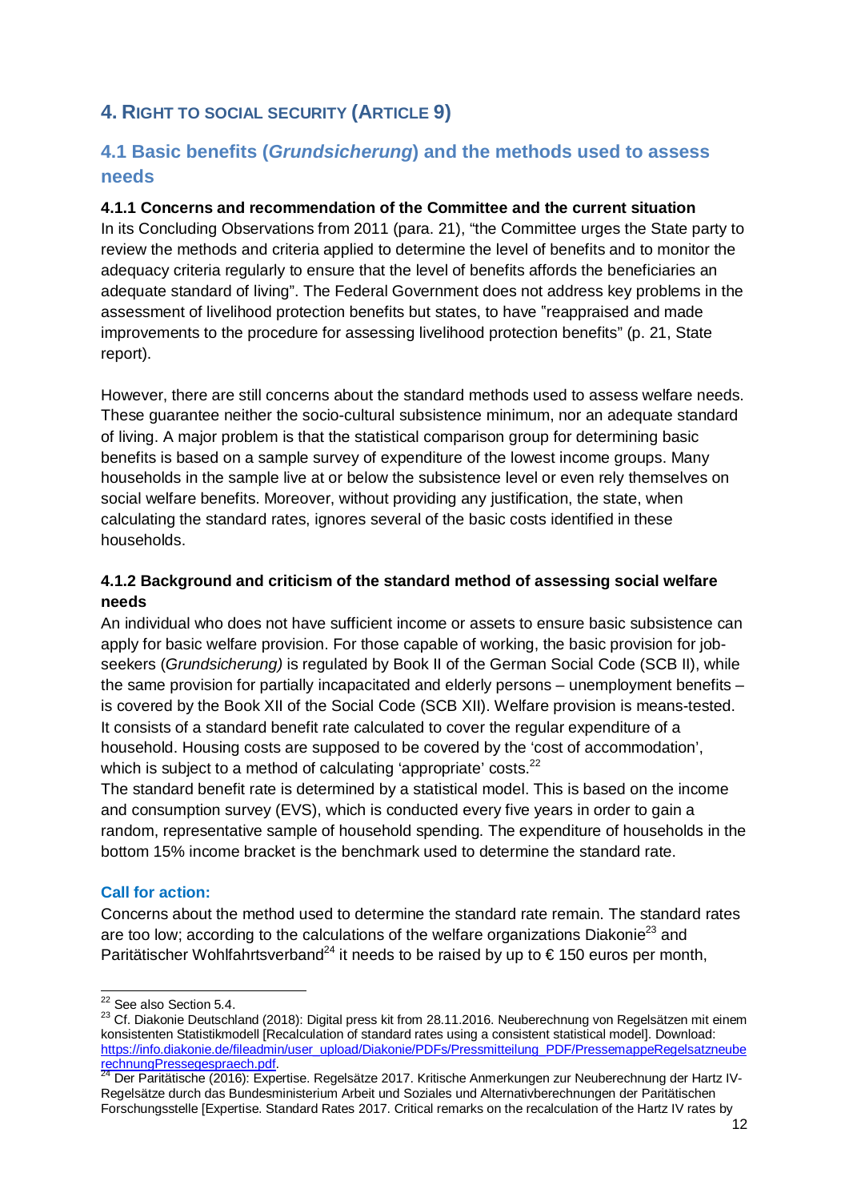## 4. Right to social security (Article 9)

### 4.1 Basic benefits (*Grundsicherung*) and the methods used to assess needs

**4.1.1 Concerns and recommendation of the Committee and the current situation**

In its Concluding Observations from 2011 (para. 21), "the Committee urges the State party to review the methods and criteria applied to determine the level of benefits and to monitor the adequacy criteria regularly to ensure that the level of benefits affords the beneficiaries an adequate standard of living". The Federal Government does not address key problems in the assessment of livelihood protection benefits but states, to have "reappraised and made improvements to the procedure for assessing livelihood protection benefits" (p. 21, State report).

However, there are still concerns about the standard methods used to assess welfare needs. These guarantee neither the socio-cultural subsistence minimum, nor an adequate standard of living. A major problem is that the statistical comparison group for determining basic benefits is based on a sample survey of expenditure of the lowest income groups. Many households in the sample live at or below the subsistence level or even rely themselves on social welfare benefits. Moreover, without providing any justification, the state, when calculating the standard rates, ignores several of the basic costs identified in these households.

**4.1.2 Background and criticism of the standard method of assessing social welfare needs**

An individual who does not have sufficient income or assets to ensure basic subsistence can apply for basic welfare provision. For those capable of working, the basic provision for job-seekers (*Grundsicherung)* is regulated by Book II of the German Social Code (SCB II), while the same provision for partially incapacitated and elderly persons – unemployment benefits – is covered by the Book XII of the Social Code (SCB XII). Welfare provision is means-tested. It consists of a standard benefit rate calculated to cover the regular expenditure of a household. Housing costs are supposed to be covered by the 'cost of accommodation', which is subject to a method of calculating 'appropriate' costs.[22]

The standard benefit rate is determined by a statistical model. This is based on the income and consumption survey (EVS), which is conducted every five years in order to gain a random, representative sample of household spending. The expenditure of households in the bottom 15% income bracket is the benchmark used to determine the standard rate.

**Call for action:**

Concerns about the method used to determine the standard rate remain. The standard rates are too low; according to the calculations of the welfare organizations Diakonie[23] and Paritätischer Wohlfahrtsverband[24] it needs to be raised by up to € 150 euros per month,

---

[22] See also Section 5.4.

[23] Cf. Diakonie Deutschland (2018): Digital press kit from 28.11.2016. Neuberechnung von Regelsätzen mit einem konsistenten Statistikmodell [Recalculation of standard rates using a consistent statistical model]. Download: https://info.diakonie.de/fileadmin/user_upload/Diakonie/PDFs/Pressmitteilung_PDF/PressemappeRegelsatzneuberechnungPressegespraech.pdf.

[24] Der Paritätische (2016): Expertise. Regelsätze 2017. Kritische Anmerkungen zur Neuberechnung der Hartz IV-Regelsätze durch das Bundesministerium Arbeit und Soziales und Alternativberechnungen der Paritätischen Forschungsstelle [Expertise. Standard Rates 2017. Critical remarks on the recalculation of the Hartz IV rates by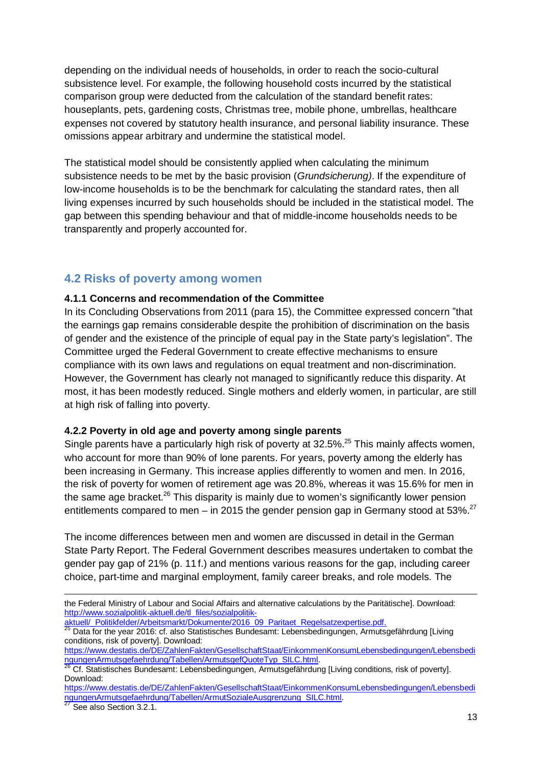depending on the individual needs of households, in order to reach the socio-cultural subsistence level. For example, the following household costs incurred by the statistical comparison group were deducted from the calculation of the standard benefit rates: houseplants, pets, gardening costs, Christmas tree, mobile phone, umbrellas, healthcare expenses not covered by statutory health insurance, and personal liability insurance. These omissions appear arbitrary and undermine the statistical model.

The statistical model should be consistently applied when calculating the minimum subsistence needs to be met by the basic provision (*Grundsicherung)*. If the expenditure of low-income households is to be the benchmark for calculating the standard rates, then all living expenses incurred by such households should be included in the statistical model. The gap between this spending behaviour and that of middle-income households needs to be transparently and properly accounted for.

## 4.2 Risks of poverty among women

#### 4.1.1 Concerns and recommendation of the Committee

In its Concluding Observations from 2011 (para 15), the Committee expressed concern "that the earnings gap remains considerable despite the prohibition of discrimination on the basis of gender and the existence of the principle of equal pay in the State party's legislation". The Committee urged the Federal Government to create effective mechanisms to ensure compliance with its own laws and regulations on equal treatment and non-discrimination. However, the Government has clearly not managed to significantly reduce this disparity. At most, it has been modestly reduced. Single mothers and elderly women, in particular, are still at high risk of falling into poverty.

#### 4.2.2 Poverty in old age and poverty among single parents

Single parents have a particularly high risk of poverty at 32.5%.[25] This mainly affects women, who account for more than 90% of lone parents. For years, poverty among the elderly has been increasing in Germany. This increase applies differently to women and men. In 2016, the risk of poverty for women of retirement age was 20.8%, whereas it was 15.6% for men in the same age bracket.[26] This disparity is mainly due to women's significantly lower pension entitlements compared to men – in 2015 the gender pension gap in Germany stood at 53%.[27]

The income differences between men and women are discussed in detail in the German State Party Report. The Federal Government describes measures undertaken to combat the gender pay gap of 21% (p. 11 f.) and mentions various reasons for the gap, including career choice, part-time and marginal employment, family career breaks, and role models. The

---

the Federal Ministry of Labour and Social Affairs and alternative calculations by the Paritätische]. Download: http://www.sozialpolitik-aktuell.de/tl_files/sozialpolitik-aktuell/_Politikfelder/Arbeitsmarkt/Dokumente/2016_09_Paritaet_Regelsatzexpertise.pdf.

[25] Data for the year 2016: cf. also Statistisches Bundesamt: Lebensbedingungen, Armutsgefährdung [Living conditions, risk of poverty]. Download: https://www.destatis.de/DE/ZahlenFakten/GesellschaftStaat/EinkommenKonsumLebensbedingungen/LebensbedingungenArmutsgefaehrdung/Tabellen/ArmutsgefQuoteTyp_SILC.html.

[26] Cf. Statistisches Bundesamt: Lebensbedingungen, Armutsgefährdung [Living conditions, risk of poverty]. Download: https://www.destatis.de/DE/ZahlenFakten/GesellschaftStaat/EinkommenKonsumLebensbedingungen/LebensbedingungenArmutsgefaehrdung/Tabellen/ArmutSozialeAusgrenzung_SILC.html.

[27] See also Section 3.2.1.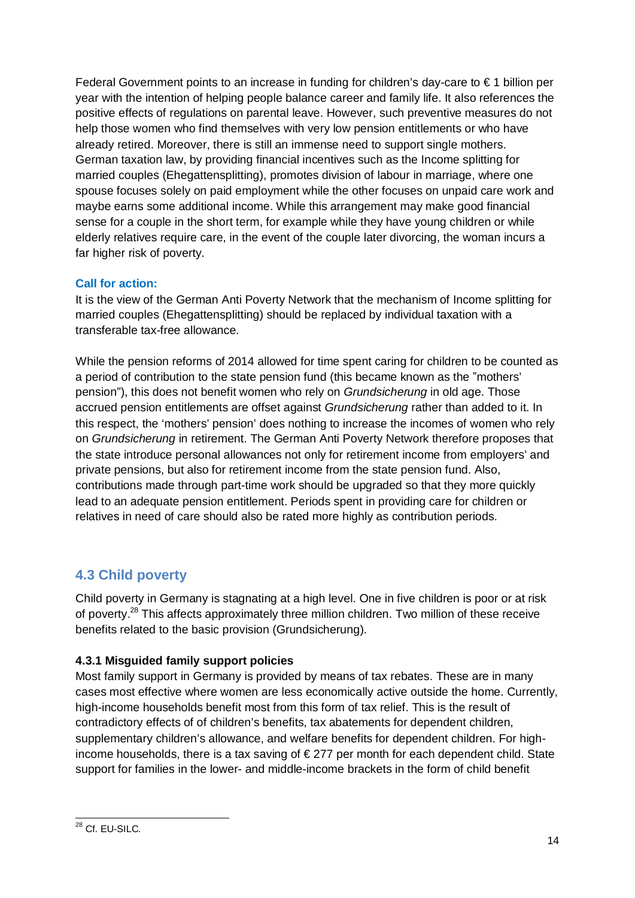Federal Government points to an increase in funding for children's day-care to € 1 billion per year with the intention of helping people balance career and family life. It also references the positive effects of regulations on parental leave. However, such preventive measures do not help those women who find themselves with very low pension entitlements or who have already retired. Moreover, there is still an immense need to support single mothers. German taxation law, by providing financial incentives such as the Income splitting for married couples (Ehegattensplitting), promotes division of labour in marriage, where one spouse focuses solely on paid employment while the other focuses on unpaid care work and maybe earns some additional income. While this arrangement may make good financial sense for a couple in the short term, for example while they have young children or while elderly relatives require care, in the event of the couple later divorcing, the woman incurs a far higher risk of poverty.

**Call for action:**

It is the view of the German Anti Poverty Network that the mechanism of Income splitting for married couples (Ehegattensplitting) should be replaced by individual taxation with a transferable tax-free allowance.

While the pension reforms of 2014 allowed for time spent caring for children to be counted as a period of contribution to the state pension fund (this became known as the "mothers' pension"), this does not benefit women who rely on *Grundsicherung* in old age. Those accrued pension entitlements are offset against *Grundsicherung* rather than added to it. In this respect, the 'mothers' pension' does nothing to increase the incomes of women who rely on *Grundsicherung* in retirement. The German Anti Poverty Network therefore proposes that the state introduce personal allowances not only for retirement income from employers' and private pensions, but also for retirement income from the state pension fund. Also, contributions made through part-time work should be upgraded so that they more quickly lead to an adequate pension entitlement. Periods spent in providing care for children or relatives in need of care should also be rated more highly as contribution periods.

## 4.3 Child poverty

Child poverty in Germany is stagnating at a high level. One in five children is poor or at risk of poverty.[28] This affects approximately three million children. Two million of these receive benefits related to the basic provision (Grundsicherung).

### 4.3.1 Misguided family support policies

Most family support in Germany is provided by means of tax rebates. These are in many cases most effective where women are less economically active outside the home. Currently, high-income households benefit most from this form of tax relief. This is the result of contradictory effects of of children's benefits, tax abatements for dependent children, supplementary children's allowance, and welfare benefits for dependent children. For high-income households, there is a tax saving of € 277 per month for each dependent child. State support for families in the lower- and middle-income brackets in the form of child benefit

[28] Cf. EU-SILC.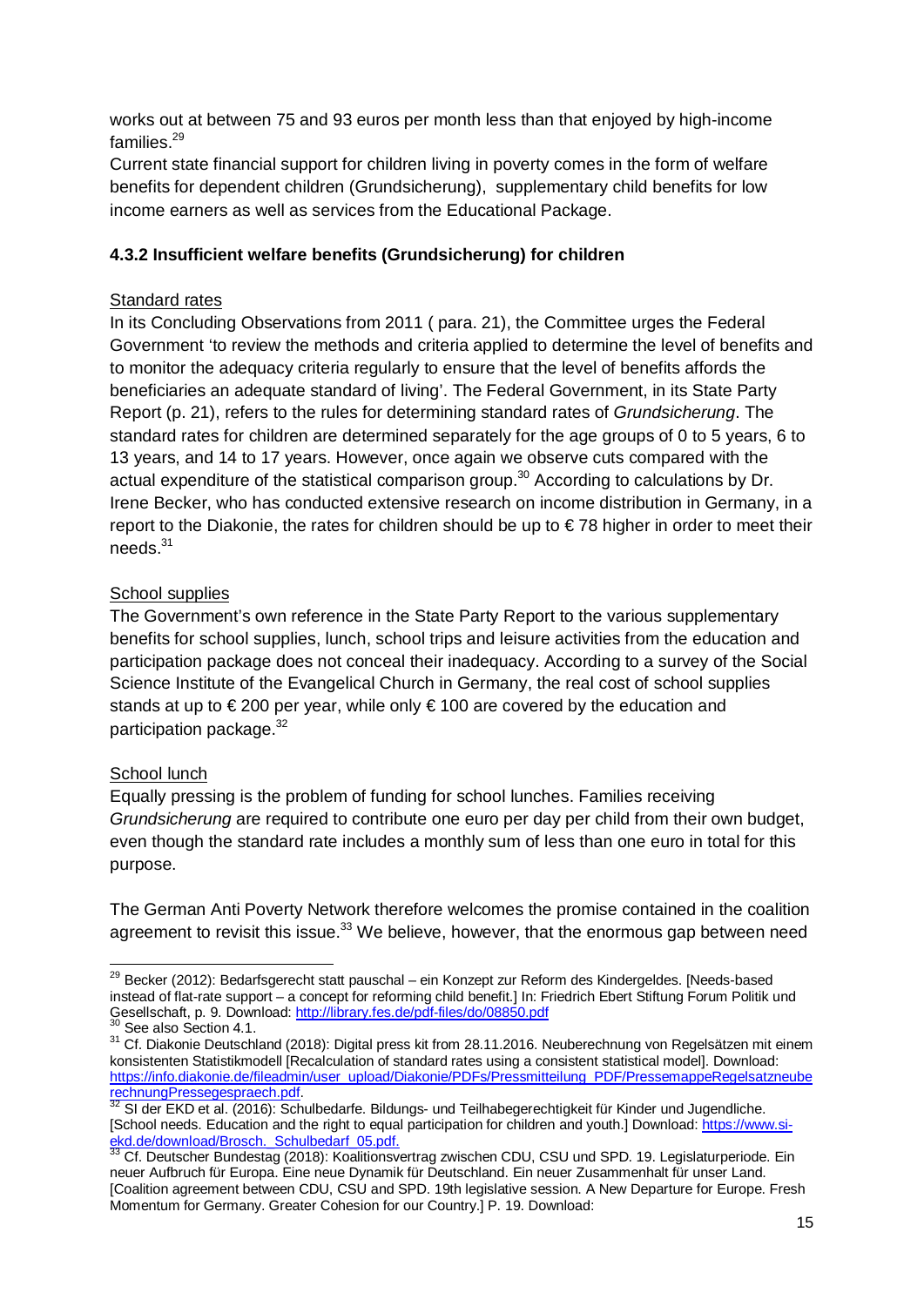works out at between 75 and 93 euros per month less than that enjoyed by high-income families.[29]

Current state financial support for children living in poverty comes in the form of welfare benefits for dependent children (Grundsicherung), supplementary child benefits for low income earners as well as services from the Educational Package.

### 4.3.2 Insufficient welfare benefits (Grundsicherung) for children

Standard rates

In its Concluding Observations from 2011 ( para. 21), the Committee urges the Federal Government 'to review the methods and criteria applied to determine the level of benefits and to monitor the adequacy criteria regularly to ensure that the level of benefits affords the beneficiaries an adequate standard of living'. The Federal Government, in its State Party Report (p. 21), refers to the rules for determining standard rates of *Grundsicherung*. The standard rates for children are determined separately for the age groups of 0 to 5 years, 6 to 13 years, and 14 to 17 years. However, once again we observe cuts compared with the actual expenditure of the statistical comparison group.[30] According to calculations by Dr. Irene Becker, who has conducted extensive research on income distribution in Germany, in a report to the Diakonie, the rates for children should be up to € 78 higher in order to meet their needs.[31]

School supplies

The Government's own reference in the State Party Report to the various supplementary benefits for school supplies, lunch, school trips and leisure activities from the education and participation package does not conceal their inadequacy. According to a survey of the Social Science Institute of the Evangelical Church in Germany, the real cost of school supplies stands at up to € 200 per year, while only € 100 are covered by the education and participation package.[32]

School lunch

Equally pressing is the problem of funding for school lunches. Families receiving *Grundsicherung* are required to contribute one euro per day per child from their own budget, even though the standard rate includes a monthly sum of less than one euro in total for this purpose.

The German Anti Poverty Network therefore welcomes the promise contained in the coalition agreement to revisit this issue.[33] We believe, however, that the enormous gap between need

---

[29] Becker (2012): Bedarfsgerecht statt pauschal – ein Konzept zur Reform des Kindergeldes. [Needs-based instead of flat-rate support – a concept for reforming child benefit.] In: Friedrich Ebert Stiftung Forum Politik und Gesellschaft, p. 9. Download: http://library.fes.de/pdf-files/do/08850.pdf

[30] See also Section 4.1.

[31] Cf. Diakonie Deutschland (2018): Digital press kit from 28.11.2016. Neuberechnung von Regelsätzen mit einem konsistenten Statistikmodell [Recalculation of standard rates using a consistent statistical model]. Download: https://info.diakonie.de/fileadmin/user_upload/Diakonie/PDFs/Pressmitteilung_PDF/PressemappeRegelsatzneuberechnungPressegespraech.pdf.

[32] SI der EKD et al. (2016): Schulbedarfe. Bildungs- und Teilhabegerechtigkeit für Kinder und Jugendliche. [School needs. Education and the right to equal participation for children and youth.] Download: https://www.si-ekd.de/download/Brosch._Schulbedarf_05.pdf.

[33] Cf. Deutscher Bundestag (2018): Koalitionsvertrag zwischen CDU, CSU und SPD. 19. Legislaturperiode. Ein neuer Aufbruch für Europa. Eine neue Dynamik für Deutschland. Ein neuer Zusammenhalt für unser Land. [Coalition agreement between CDU, CSU and SPD. 19th legislative session. A New Departure for Europe. Fresh Momentum for Germany. Greater Cohesion for our Country.] P. 19. Download: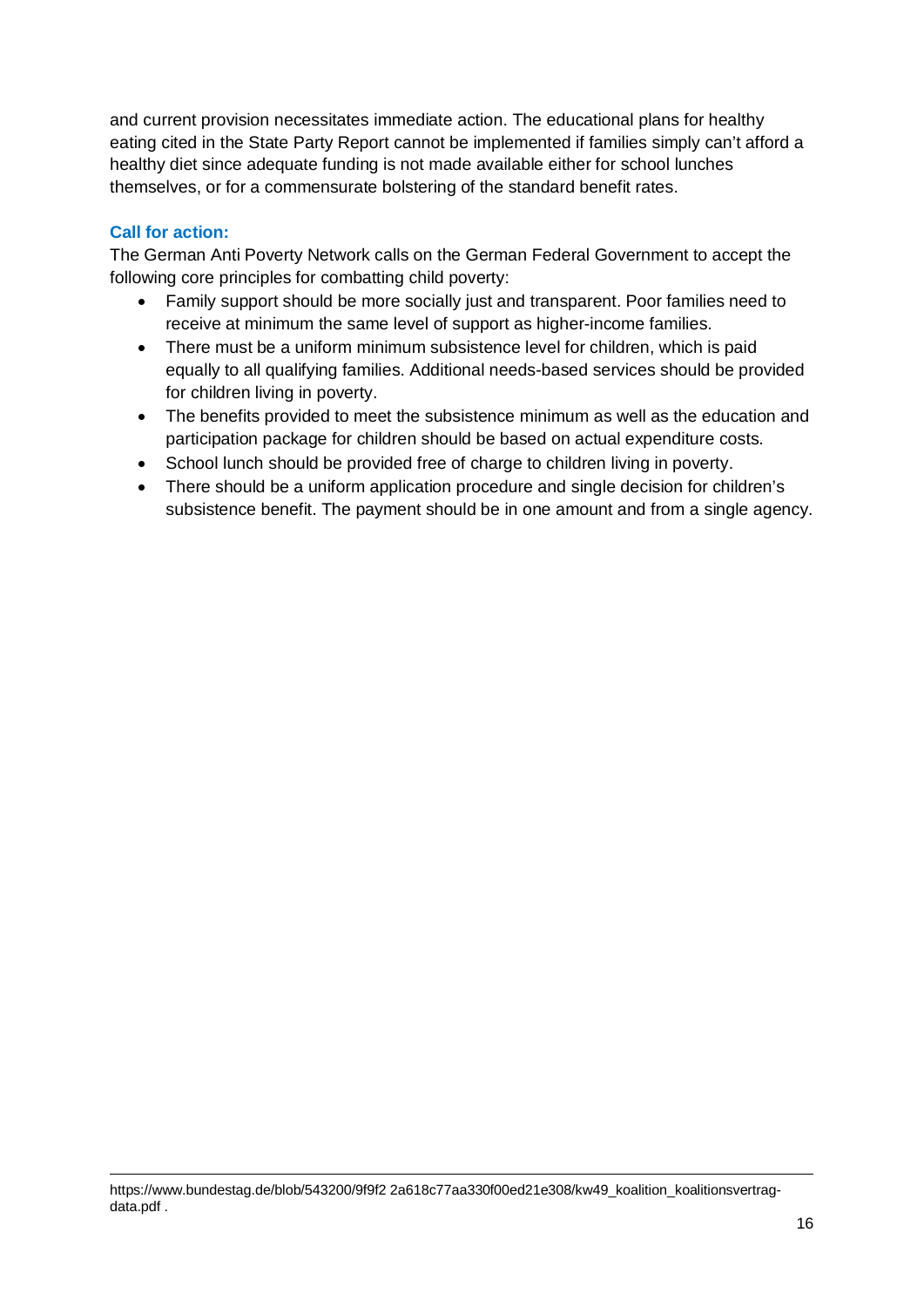and current provision necessitates immediate action. The educational plans for healthy eating cited in the State Party Report cannot be implemented if families simply can't afford a healthy diet since adequate funding is not made available either for school lunches themselves, or for a commensurate bolstering of the standard benefit rates.

**Call for action:**

The German Anti Poverty Network calls on the German Federal Government to accept the following core principles for combatting child poverty:

- Family support should be more socially just and transparent. Poor families need to receive at minimum the same level of support as higher-income families.
- There must be a uniform minimum subsistence level for children, which is paid equally to all qualifying families. Additional needs-based services should be provided for children living in poverty.
- The benefits provided to meet the subsistence minimum as well as the education and participation package for children should be based on actual expenditure costs.
- School lunch should be provided free of charge to children living in poverty.
- There should be a uniform application procedure and single decision for children's subsistence benefit. The payment should be in one amount and from a single agency.

---

https://www.bundestag.de/blob/543200/9f9f2 2a618c77aa330f00ed21e308/kw49_koalition_koalitionsvertrag-data.pdf .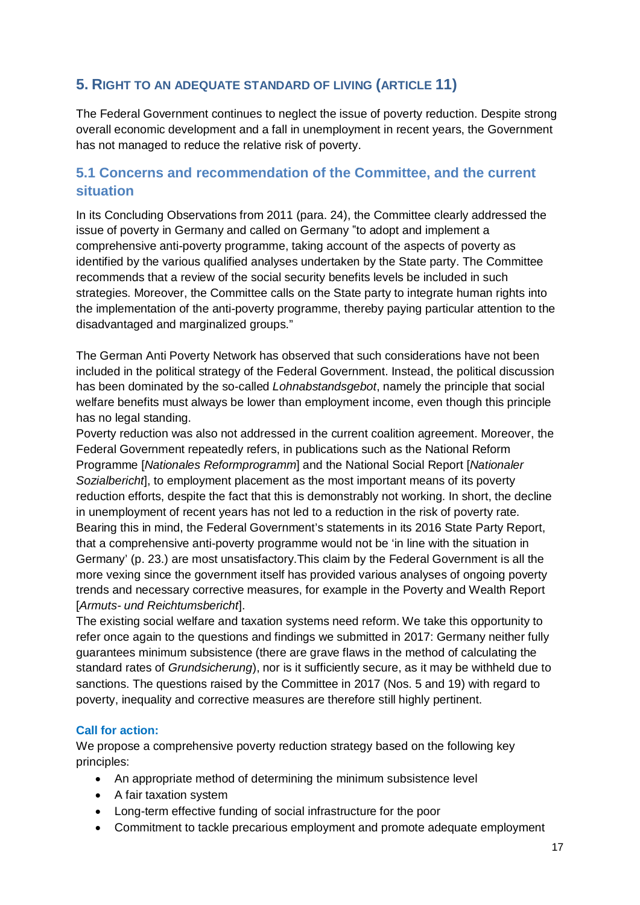## 5. Right to an adequate standard of living (Article 11)

The Federal Government continues to neglect the issue of poverty reduction. Despite strong overall economic development and a fall in unemployment in recent years, the Government has not managed to reduce the relative risk of poverty.

### 5.1 Concerns and recommendation of the Committee, and the current situation

In its Concluding Observations from 2011 (para. 24), the Committee clearly addressed the issue of poverty in Germany and called on Germany "to adopt and implement a comprehensive anti-poverty programme, taking account of the aspects of poverty as identified by the various qualified analyses undertaken by the State party. The Committee recommends that a review of the social security benefits levels be included in such strategies. Moreover, the Committee calls on the State party to integrate human rights into the implementation of the anti-poverty programme, thereby paying particular attention to the disadvantaged and marginalized groups."

The German Anti Poverty Network has observed that such considerations have not been included in the political strategy of the Federal Government. Instead, the political discussion has been dominated by the so-called *Lohnabstandsgebot*, namely the principle that social welfare benefits must always be lower than employment income, even though this principle has no legal standing.

Poverty reduction was also not addressed in the current coalition agreement. Moreover, the Federal Government repeatedly refers, in publications such as the National Reform Programme [*Nationales Reformprogramm*] and the National Social Report [*Nationaler Sozialbericht*], to employment placement as the most important means of its poverty reduction efforts, despite the fact that this is demonstrably not working. In short, the decline in unemployment of recent years has not led to a reduction in the risk of poverty rate. Bearing this in mind, the Federal Government's statements in its 2016 State Party Report, that a comprehensive anti-poverty programme would not be 'in line with the situation in Germany' (p. 23.) are most unsatisfactory.This claim by the Federal Government is all the more vexing since the government itself has provided various analyses of ongoing poverty trends and necessary corrective measures, for example in the Poverty and Wealth Report [*Armuts- und Reichtumsbericht*].

The existing social welfare and taxation systems need reform. We take this opportunity to refer once again to the questions and findings we submitted in 2017: Germany neither fully guarantees minimum subsistence (there are grave flaws in the method of calculating the standard rates of *Grundsicherung*), nor is it sufficiently secure, as it may be withheld due to sanctions. The questions raised by the Committee in 2017 (Nos. 5 and 19) with regard to poverty, inequality and corrective measures are therefore still highly pertinent.

**Call for action:**

We propose a comprehensive poverty reduction strategy based on the following key principles:

- An appropriate method of determining the minimum subsistence level
- A fair taxation system
- Long-term effective funding of social infrastructure for the poor
- Commitment to tackle precarious employment and promote adequate employment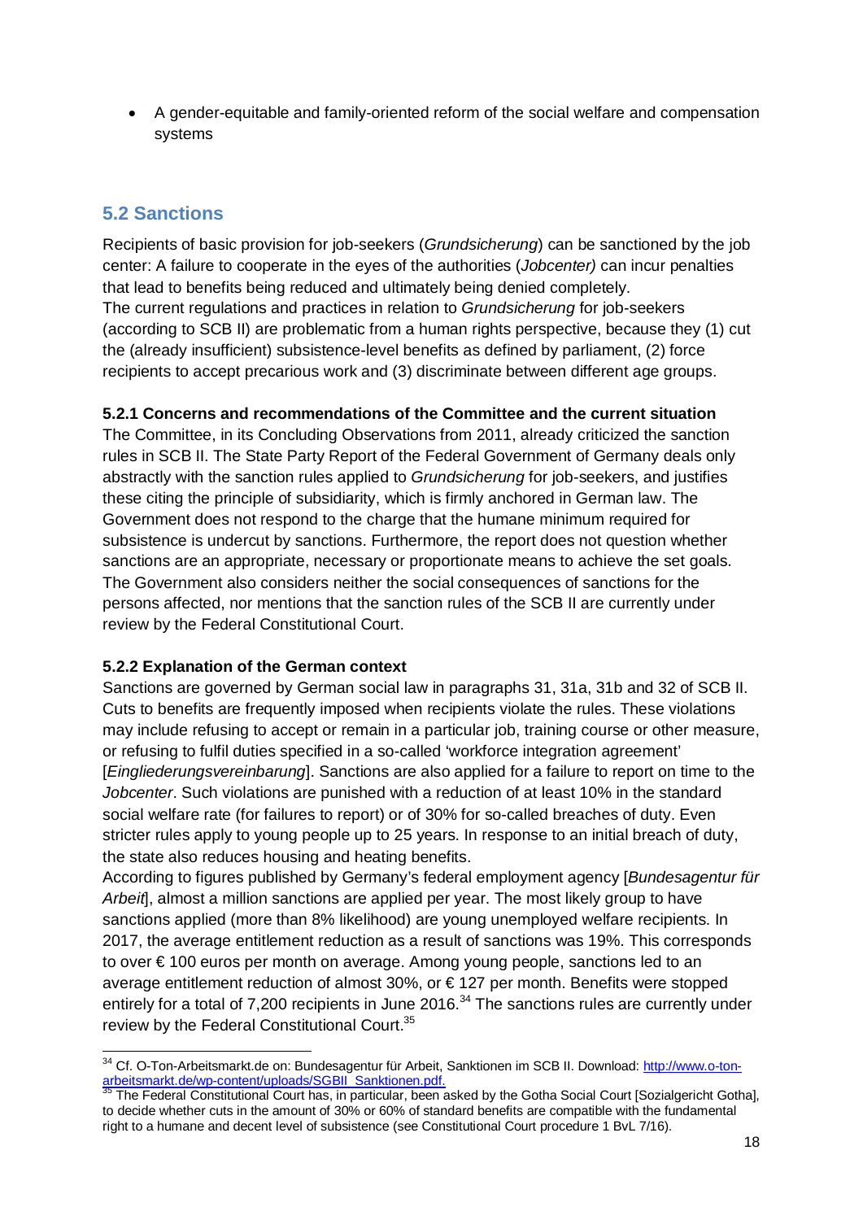- A gender-equitable and family-oriented reform of the social welfare and compensation systems

## 5.2 Sanctions

Recipients of basic provision for job-seekers (*Grundsicherung*) can be sanctioned by the job center: A failure to cooperate in the eyes of the authorities (*Jobcenter)* can incur penalties that lead to benefits being reduced and ultimately being denied completely.
The current regulations and practices in relation to *Grundsicherung* for job-seekers (according to SCB II) are problematic from a human rights perspective, because they (1) cut the (already insufficient) subsistence-level benefits as defined by parliament, (2) force recipients to accept precarious work and (3) discriminate between different age groups.

### 5.2.1 Concerns and recommendations of the Committee and the current situation

The Committee, in its Concluding Observations from 2011, already criticized the sanction rules in SCB II. The State Party Report of the Federal Government of Germany deals only abstractly with the sanction rules applied to *Grundsicherung* for job-seekers, and justifies these citing the principle of subsidiarity, which is firmly anchored in German law. The Government does not respond to the charge that the humane minimum required for subsistence is undercut by sanctions. Furthermore, the report does not question whether sanctions are an appropriate, necessary or proportionate means to achieve the set goals. The Government also considers neither the social consequences of sanctions for the persons affected, nor mentions that the sanction rules of the SCB II are currently under review by the Federal Constitutional Court.

### 5.2.2 Explanation of the German context

Sanctions are governed by German social law in paragraphs 31, 31a, 31b and 32 of SCB II. Cuts to benefits are frequently imposed when recipients violate the rules. These violations may include refusing to accept or remain in a particular job, training course or other measure, or refusing to fulfil duties specified in a so-called 'workforce integration agreement' [*Eingliederungsvereinbarung*]. Sanctions are also applied for a failure to report on time to the *Jobcenter*. Such violations are punished with a reduction of at least 10% in the standard social welfare rate (for failures to report) or of 30% for so-called breaches of duty. Even stricter rules apply to young people up to 25 years. In response to an initial breach of duty, the state also reduces housing and heating benefits.
According to figures published by Germany's federal employment agency [*Bundesagentur für Arbeit*], almost a million sanctions are applied per year. The most likely group to have sanctions applied (more than 8% likelihood) are young unemployed welfare recipients. In 2017, the average entitlement reduction as a result of sanctions was 19%. This corresponds to over € 100 euros per month on average. Among young people, sanctions led to an average entitlement reduction of almost 30%, or € 127 per month. Benefits were stopped entirely for a total of 7,200 recipients in June 2016.[34] The sanctions rules are currently under review by the Federal Constitutional Court.[35]

---

[34] Cf. O-Ton-Arbeitsmarkt.de on: Bundesagentur für Arbeit, Sanktionen im SCB II. Download: http://www.o-ton-arbeitsmarkt.de/wp-content/uploads/SGBII_Sanktionen.pdf.

[35] The Federal Constitutional Court has, in particular, been asked by the Gotha Social Court [Sozialgericht Gotha], to decide whether cuts in the amount of 30% or 60% of standard benefits are compatible with the fundamental right to a humane and decent level of subsistence (see Constitutional Court procedure 1 BvL 7/16).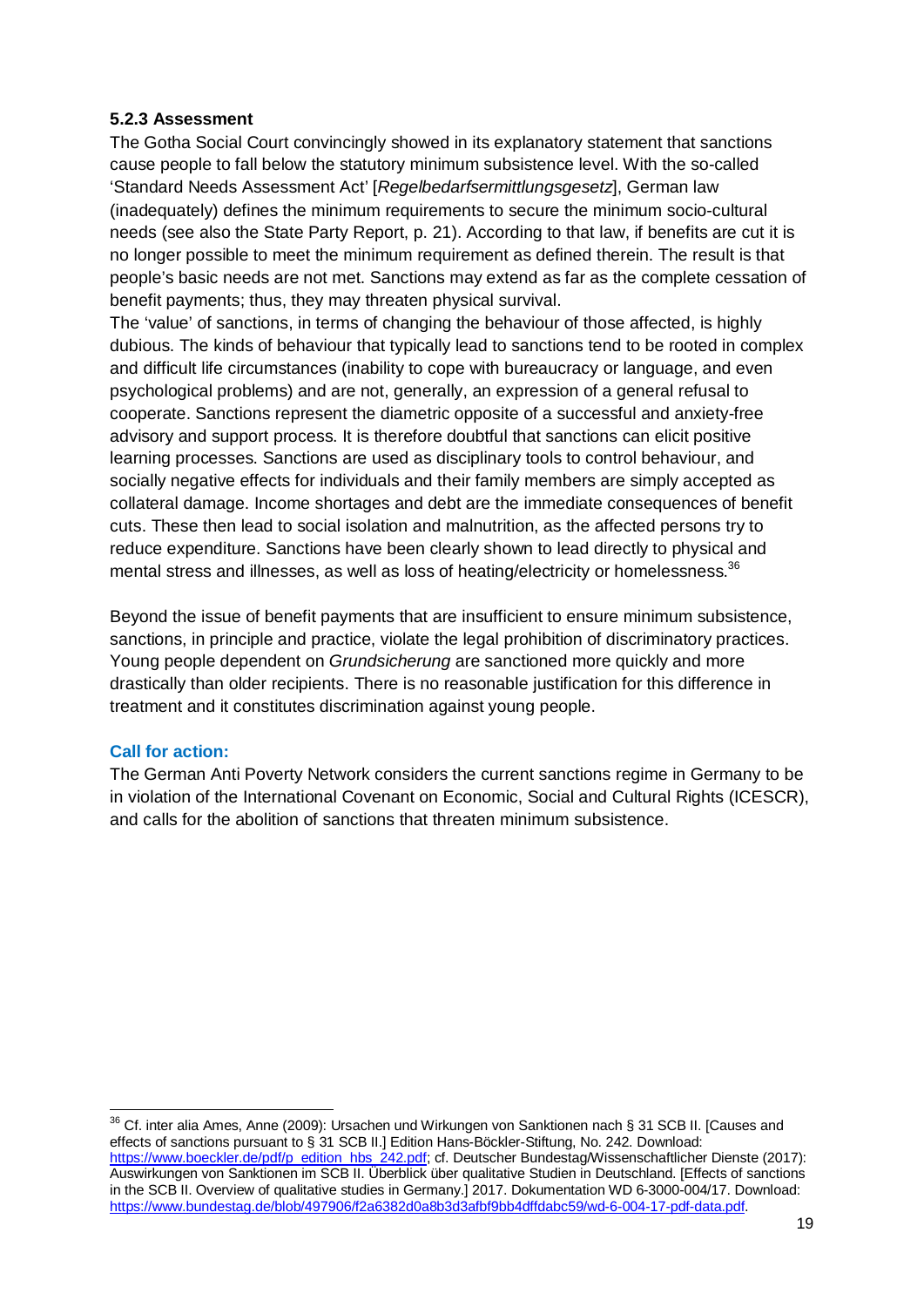### 5.2.3 Assessment

The Gotha Social Court convincingly showed in its explanatory statement that sanctions cause people to fall below the statutory minimum subsistence level. With the so-called 'Standard Needs Assessment Act' [*Regelbedarfsermittlungsgesetz*], German law (inadequately) defines the minimum requirements to secure the minimum socio-cultural needs (see also the State Party Report, p. 21). According to that law, if benefits are cut it is no longer possible to meet the minimum requirement as defined therein. The result is that people's basic needs are not met. Sanctions may extend as far as the complete cessation of benefit payments; thus, they may threaten physical survival.

The 'value' of sanctions, in terms of changing the behaviour of those affected, is highly dubious. The kinds of behaviour that typically lead to sanctions tend to be rooted in complex and difficult life circumstances (inability to cope with bureaucracy or language, and even psychological problems) and are not, generally, an expression of a general refusal to cooperate. Sanctions represent the diametric opposite of a successful and anxiety-free advisory and support process. It is therefore doubtful that sanctions can elicit positive learning processes. Sanctions are used as disciplinary tools to control behaviour, and socially negative effects for individuals and their family members are simply accepted as collateral damage. Income shortages and debt are the immediate consequences of benefit cuts. These then lead to social isolation and malnutrition, as the affected persons try to reduce expenditure. Sanctions have been clearly shown to lead directly to physical and mental stress and illnesses, as well as loss of heating/electricity or homelessness.[36]

Beyond the issue of benefit payments that are insufficient to ensure minimum subsistence, sanctions, in principle and practice, violate the legal prohibition of discriminatory practices. Young people dependent on *Grundsicherung* are sanctioned more quickly and more drastically than older recipients. There is no reasonable justification for this difference in treatment and it constitutes discrimination against young people.

**Call for action:**

The German Anti Poverty Network considers the current sanctions regime in Germany to be in violation of the International Covenant on Economic, Social and Cultural Rights (ICESCR), and calls for the abolition of sanctions that threaten minimum subsistence.

---

[36] Cf. inter alia Ames, Anne (2009): Ursachen und Wirkungen von Sanktionen nach § 31 SCB II. [Causes and effects of sanctions pursuant to § 31 SCB II.] Edition Hans-Böckler-Stiftung, No. 242. Download: https://www.boeckler.de/pdf/p_edition_hbs_242.pdf; cf. Deutscher Bundestag/Wissenschaftlicher Dienste (2017): Auswirkungen von Sanktionen im SCB II. Überblick über qualitative Studien in Deutschland. [Effects of sanctions in the SCB II. Overview of qualitative studies in Germany.] 2017. Dokumentation WD 6-3000-004/17. Download: https://www.bundestag.de/blob/497906/f2a6382d0a8b3d3afbf9bb4dffdabc59/wd-6-004-17-pdf-data.pdf.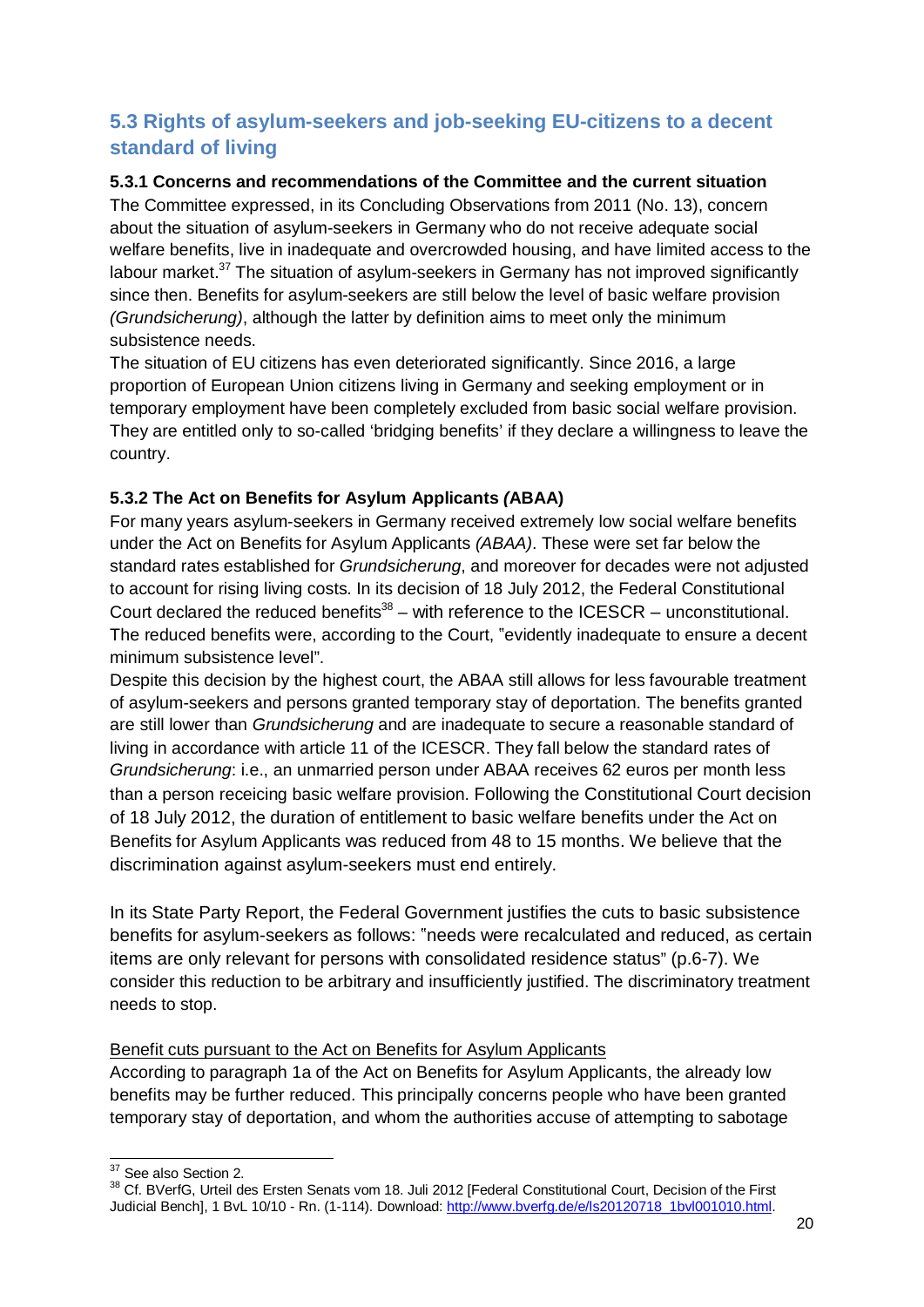## 5.3 Rights of asylum-seekers and job-seeking EU-citizens to a decent standard of living

### 5.3.1 Concerns and recommendations of the Committee and the current situation

The Committee expressed, in its Concluding Observations from 2011 (No. 13), concern about the situation of asylum-seekers in Germany who do not receive adequate social welfare benefits, live in inadequate and overcrowded housing, and have limited access to the labour market.[37] The situation of asylum-seekers in Germany has not improved significantly since then. Benefits for asylum-seekers are still below the level of basic welfare provision *(Grundsicherung)*, although the latter by definition aims to meet only the minimum subsistence needs.

The situation of EU citizens has even deteriorated significantly. Since 2016, a large proportion of European Union citizens living in Germany and seeking employment or in temporary employment have been completely excluded from basic social welfare provision. They are entitled only to so-called 'bridging benefits' if they declare a willingness to leave the country.

### 5.3.2 The Act on Benefits for Asylum Applicants *(*ABAA)

For many years asylum-seekers in Germany received extremely low social welfare benefits under the Act on Benefits for Asylum Applicants *(ABAA)*. These were set far below the standard rates established for *Grundsicherung*, and moreover for decades were not adjusted to account for rising living costs. In its decision of 18 July 2012, the Federal Constitutional Court declared the reduced benefits[38] – with reference to the ICESCR – unconstitutional. The reduced benefits were, according to the Court, "evidently inadequate to ensure a decent minimum subsistence level".

Despite this decision by the highest court, the ABAA still allows for less favourable treatment of asylum-seekers and persons granted temporary stay of deportation. The benefits granted are still lower than *Grundsicherung* and are inadequate to secure a reasonable standard of living in accordance with article 11 of the ICESCR. They fall below the standard rates of *Grundsicherung*: i.e., an unmarried person under ABAA receives 62 euros per month less than a person receicing basic welfare provision. Following the Constitutional Court decision of 18 July 2012, the duration of entitlement to basic welfare benefits under the Act on Benefits for Asylum Applicants was reduced from 48 to 15 months. We believe that the discrimination against asylum-seekers must end entirely.

In its State Party Report, the Federal Government justifies the cuts to basic subsistence benefits for asylum-seekers as follows: "needs were recalculated and reduced, as certain items are only relevant for persons with consolidated residence status" (p.6-7). We consider this reduction to be arbitrary and insufficiently justified. The discriminatory treatment needs to stop.

<u>Benefit cuts pursuant to the Act on Benefits for Asylum Applicants</u>

According to paragraph 1a of the Act on Benefits for Asylum Applicants, the already low benefits may be further reduced. This principally concerns people who have been granted temporary stay of deportation, and whom the authorities accuse of attempting to sabotage

---

[37] See also Section 2.

[38] Cf. BVerfG, Urteil des Ersten Senats vom 18. Juli 2012 [Federal Constitutional Court, Decision of the First Judicial Bench], 1 BvL 10/10 - Rn. (1-114). Download: http://www.bverfg.de/e/ls20120718_1bvl001010.html.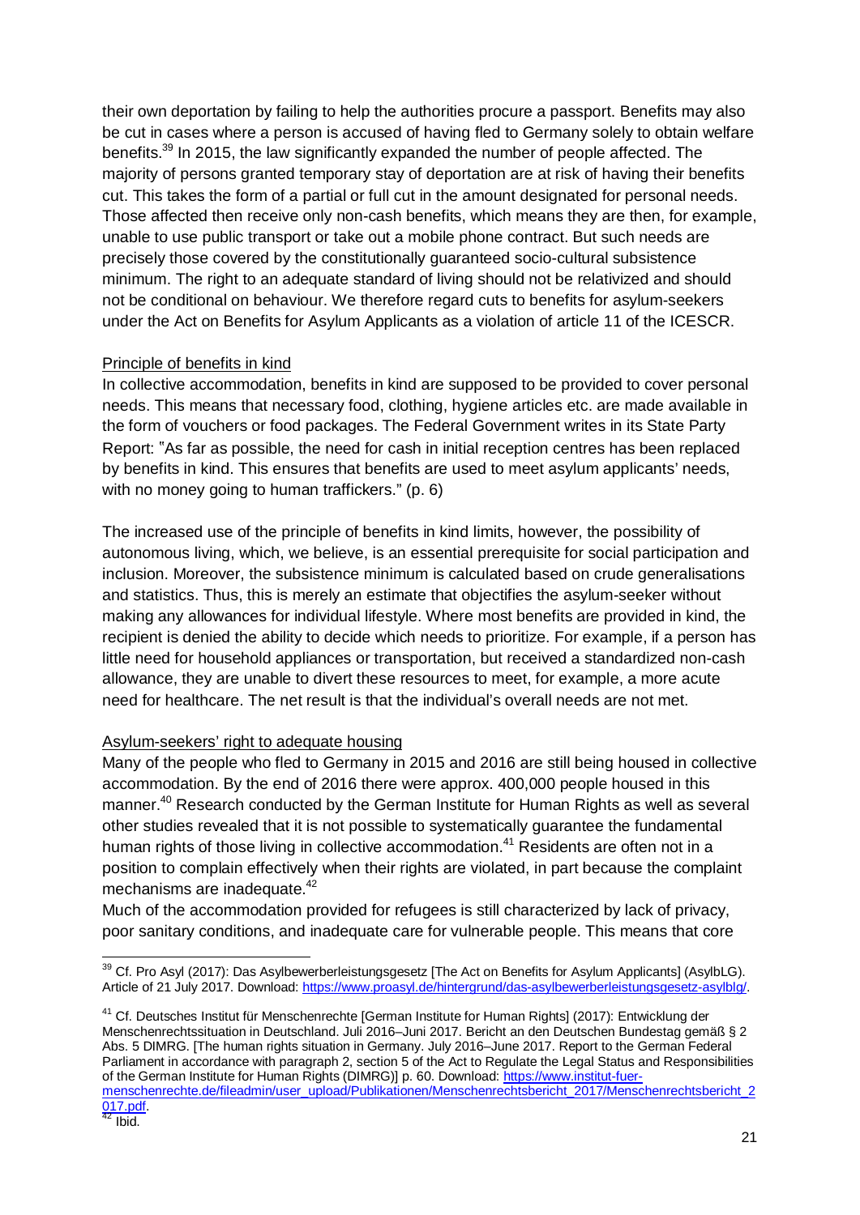their own deportation by failing to help the authorities procure a passport. Benefits may also be cut in cases where a person is accused of having fled to Germany solely to obtain welfare benefits.[39] In 2015, the law significantly expanded the number of people affected. The majority of persons granted temporary stay of deportation are at risk of having their benefits cut. This takes the form of a partial or full cut in the amount designated for personal needs. Those affected then receive only non-cash benefits, which means they are then, for example, unable to use public transport or take out a mobile phone contract. But such needs are precisely those covered by the constitutionally guaranteed socio-cultural subsistence minimum. The right to an adequate standard of living should not be relativized and should not be conditional on behaviour. We therefore regard cuts to benefits for asylum-seekers under the Act on Benefits for Asylum Applicants as a violation of article 11 of the ICESCR.

Principle of benefits in kind

In collective accommodation, benefits in kind are supposed to be provided to cover personal needs. This means that necessary food, clothing, hygiene articles etc. are made available in the form of vouchers or food packages. The Federal Government writes in its State Party Report: "As far as possible, the need for cash in initial reception centres has been replaced by benefits in kind. This ensures that benefits are used to meet asylum applicants' needs, with no money going to human traffickers." (p. 6)

The increased use of the principle of benefits in kind limits, however, the possibility of autonomous living, which, we believe, is an essential prerequisite for social participation and inclusion. Moreover, the subsistence minimum is calculated based on crude generalisations and statistics. Thus, this is merely an estimate that objectifies the asylum-seeker without making any allowances for individual lifestyle. Where most benefits are provided in kind, the recipient is denied the ability to decide which needs to prioritize. For example, if a person has little need for household appliances or transportation, but received a standardized non-cash allowance, they are unable to divert these resources to meet, for example, a more acute need for healthcare. The net result is that the individual's overall needs are not met.

Asylum-seekers' right to adequate housing

Many of the people who fled to Germany in 2015 and 2016 are still being housed in collective accommodation. By the end of 2016 there were approx. 400,000 people housed in this manner.[40] Research conducted by the German Institute for Human Rights as well as several other studies revealed that it is not possible to systematically guarantee the fundamental human rights of those living in collective accommodation.[41] Residents are often not in a position to complain effectively when their rights are violated, in part because the complaint mechanisms are inadequate.[42]

Much of the accommodation provided for refugees is still characterized by lack of privacy, poor sanitary conditions, and inadequate care for vulnerable people. This means that core

---

[39] Cf. Pro Asyl (2017): Das Asylbewerberleistungsgesetz [The Act on Benefits for Asylum Applicants] (AsylbLG). Article of 21 July 2017. Download: https://www.proasyl.de/hintergrund/das-asylbewerberleistungsgesetz-asylblg/.

[41] Cf. Deutsches Institut für Menschenrechte [German Institute for Human Rights] (2017): Entwicklung der Menschenrechtssituation in Deutschland. Juli 2016–Juni 2017. Bericht an den Deutschen Bundestag gemäß § 2 Abs. 5 DIMRG. [The human rights situation in Germany. July 2016–June 2017. Report to the German Federal Parliament in accordance with paragraph 2, section 5 of the Act to Regulate the Legal Status and Responsibilities of the German Institute for Human Rights (DIMRG)] p. 60. Download: https://www.institut-fuer-menschenrechte.de/fileadmin/user_upload/Publikationen/Menschenrechtsbericht_2017/Menschenrechtsbericht_2017.pdf.

[42] Ibid.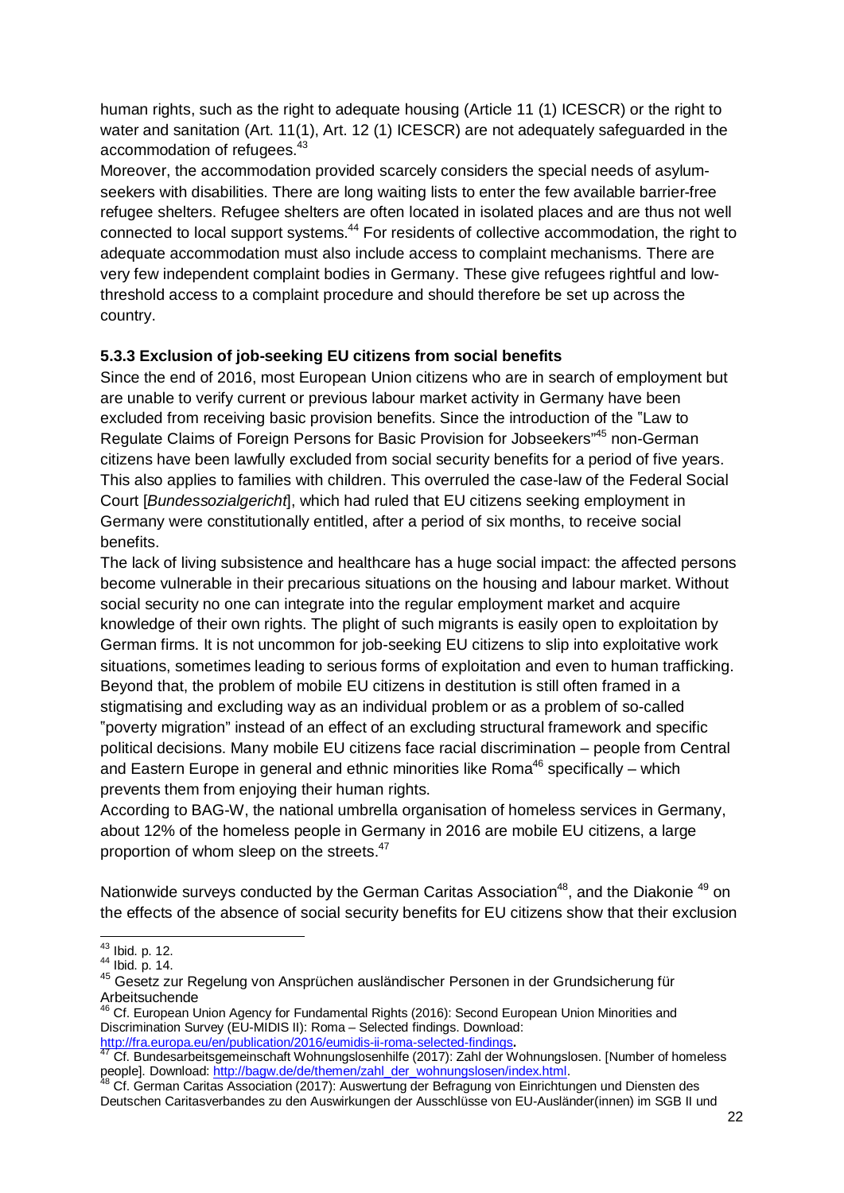human rights, such as the right to adequate housing (Article 11 (1) ICESCR) or the right to water and sanitation (Art. 11(1), Art. 12 (1) ICESCR) are not adequately safeguarded in the accommodation of refugees.[43]

Moreover, the accommodation provided scarcely considers the special needs of asylum-seekers with disabilities. There are long waiting lists to enter the few available barrier-free refugee shelters. Refugee shelters are often located in isolated places and are thus not well connected to local support systems.[44] For residents of collective accommodation, the right to adequate accommodation must also include access to complaint mechanisms. There are very few independent complaint bodies in Germany. These give refugees rightful and low-threshold access to a complaint procedure and should therefore be set up across the country.

### 5.3.3 Exclusion of job-seeking EU citizens from social benefits

Since the end of 2016, most European Union citizens who are in search of employment but are unable to verify current or previous labour market activity in Germany have been excluded from receiving basic provision benefits. Since the introduction of the "Law to Regulate Claims of Foreign Persons for Basic Provision for Jobseekers"[45] non-German citizens have been lawfully excluded from social security benefits for a period of five years. This also applies to families with children. This overruled the case-law of the Federal Social Court [*Bundessozialgericht*], which had ruled that EU citizens seeking employment in Germany were constitutionally entitled, after a period of six months, to receive social benefits.

The lack of living subsistence and healthcare has a huge social impact: the affected persons become vulnerable in their precarious situations on the housing and labour market. Without social security no one can integrate into the regular employment market and acquire knowledge of their own rights. The plight of such migrants is easily open to exploitation by German firms. It is not uncommon for job-seeking EU citizens to slip into exploitative work situations, sometimes leading to serious forms of exploitation and even to human trafficking. Beyond that, the problem of mobile EU citizens in destitution is still often framed in a stigmatising and excluding way as an individual problem or as a problem of so-called "poverty migration" instead of an effect of an excluding structural framework and specific political decisions. Many mobile EU citizens face racial discrimination – people from Central and Eastern Europe in general and ethnic minorities like Roma[46] specifically – which prevents them from enjoying their human rights.

According to BAG-W, the national umbrella organisation of homeless services in Germany, about 12% of the homeless people in Germany in 2016 are mobile EU citizens, a large proportion of whom sleep on the streets.[47]

Nationwide surveys conducted by the German Caritas Association[48], and the Diakonie [49] on the effects of the absence of social security benefits for EU citizens show that their exclusion

---

[43] Ibid. p. 12.

[44] Ibid. p. 14.

[45] Gesetz zur Regelung von Ansprüchen ausländischer Personen in der Grundsicherung für Arbeitsuchende

[46] Cf. European Union Agency for Fundamental Rights (2016): Second European Union Minorities and Discrimination Survey (EU-MIDIS II): Roma – Selected findings. Download: http://fra.europa.eu/en/publication/2016/eumidis-ii-roma-selected-findings.

[47] Cf. Bundesarbeitsgemeinschaft Wohnungslosenhilfe (2017): Zahl der Wohnungslosen. [Number of homeless people]. Download: http://bagw.de/de/themen/zahl_der_wohnungslosen/index.html.

[48] Cf. German Caritas Association (2017): Auswertung der Befragung von Einrichtungen und Diensten des Deutschen Caritasverbandes zu den Auswirkungen der Ausschlüsse von EU-Ausländer(innen) im SGB II und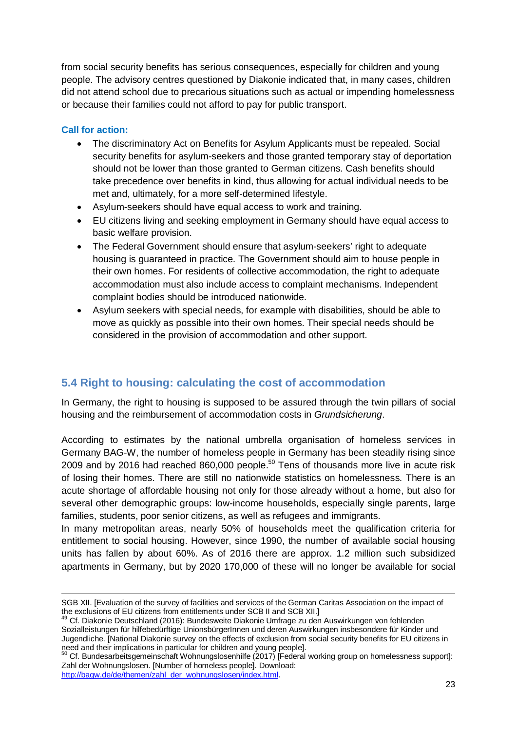from social security benefits has serious consequences, especially for children and young people. The advisory centres questioned by Diakonie indicated that, in many cases, children did not attend school due to precarious situations such as actual or impending homelessness or because their families could not afford to pay for public transport.

**Call for action:**

- The discriminatory Act on Benefits for Asylum Applicants must be repealed. Social security benefits for asylum-seekers and those granted temporary stay of deportation should not be lower than those granted to German citizens. Cash benefits should take precedence over benefits in kind, thus allowing for actual individual needs to be met and, ultimately, for a more self-determined lifestyle.
- Asylum-seekers should have equal access to work and training.
- EU citizens living and seeking employment in Germany should have equal access to basic welfare provision.
- The Federal Government should ensure that asylum-seekers' right to adequate housing is guaranteed in practice. The Government should aim to house people in their own homes. For residents of collective accommodation, the right to adequate accommodation must also include access to complaint mechanisms. Independent complaint bodies should be introduced nationwide.
- Asylum seekers with special needs, for example with disabilities, should be able to move as quickly as possible into their own homes. Their special needs should be considered in the provision of accommodation and other support.

## 5.4 Right to housing: calculating the cost of accommodation

In Germany, the right to housing is supposed to be assured through the twin pillars of social housing and the reimbursement of accommodation costs in *Grundsicherung*.

According to estimates by the national umbrella organisation of homeless services in Germany BAG-W, the number of homeless people in Germany has been steadily rising since 2009 and by 2016 had reached 860,000 people.[50] Tens of thousands more live in acute risk of losing their homes. There are still no nationwide statistics on homelessness. There is an acute shortage of affordable housing not only for those already without a home, but also for several other demographic groups: low-income households, especially single parents, large families, students, poor senior citizens, as well as refugees and immigrants.
In many metropolitan areas, nearly 50% of households meet the qualification criteria for entitlement to social housing. However, since 1990, the number of available social housing units has fallen by about 60%. As of 2016 there are approx. 1.2 million such subsidized apartments in Germany, but by 2020 170,000 of these will no longer be available for social

---

SGB XII. [Evaluation of the survey of facilities and services of the German Caritas Association on the impact of the exclusions of EU citizens from entitlements under SCB II and SCB XII.]

[49] Cf. Diakonie Deutschland (2016): Bundesweite Diakonie Umfrage zu den Auswirkungen von fehlenden Sozialleistungen für hilfebedürftige UnionsbürgerInnen und deren Auswirkungen insbesondere für Kinder und Jugendliche. [National Diakonie survey on the effects of exclusion from social security benefits for EU citizens in need and their implications in particular for children and young people].

[50] Cf. Bundesarbeitsgemeinschaft Wohnungslosenhilfe (2017) [Federal working group on homelessness support]: Zahl der Wohnungslosen. [Number of homeless people]. Download: http://bagw.de/de/themen/zahl_der_wohnungslosen/index.html.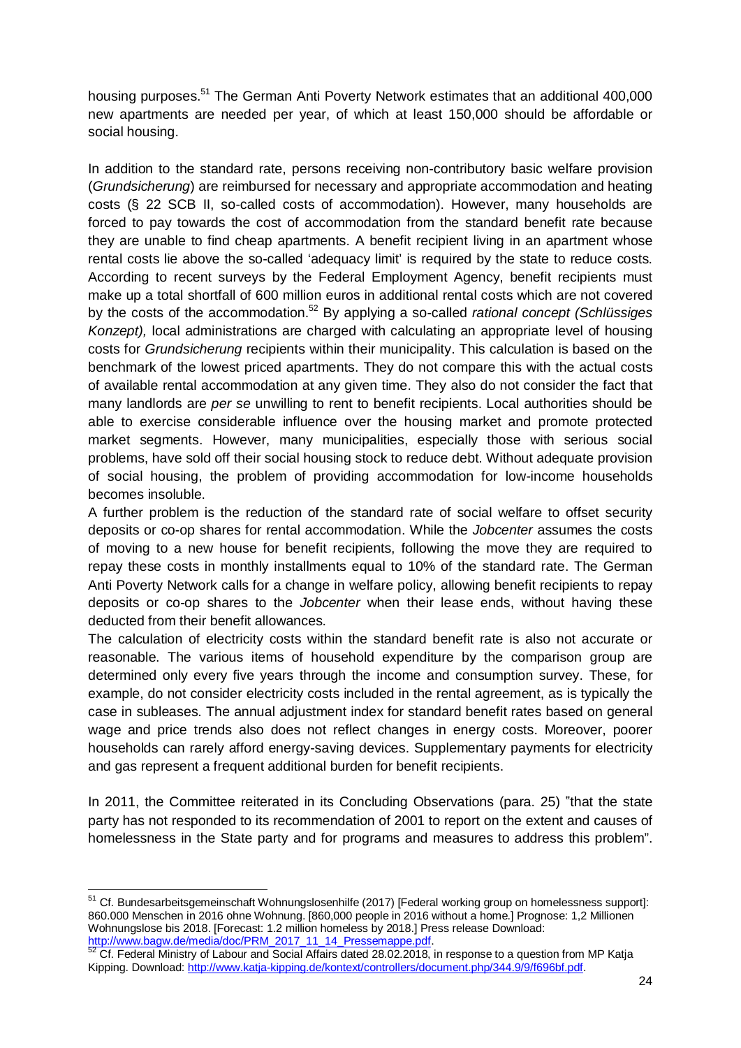housing purposes.[51] The German Anti Poverty Network estimates that an additional 400,000 new apartments are needed per year, of which at least 150,000 should be affordable or social housing.

In addition to the standard rate, persons receiving non-contributory basic welfare provision (*Grundsicherung*) are reimbursed for necessary and appropriate accommodation and heating costs (§ 22 SCB II, so-called costs of accommodation). However, many households are forced to pay towards the cost of accommodation from the standard benefit rate because they are unable to find cheap apartments. A benefit recipient living in an apartment whose rental costs lie above the so-called 'adequacy limit' is required by the state to reduce costs. According to recent surveys by the Federal Employment Agency, benefit recipients must make up a total shortfall of 600 million euros in additional rental costs which are not covered by the costs of the accommodation.[52] By applying a so-called *rational concept (Schlüssiges Konzept),* local administrations are charged with calculating an appropriate level of housing costs for *Grundsicherung* recipients within their municipality. This calculation is based on the benchmark of the lowest priced apartments. They do not compare this with the actual costs of available rental accommodation at any given time. They also do not consider the fact that many landlords are *per se* unwilling to rent to benefit recipients. Local authorities should be able to exercise considerable influence over the housing market and promote protected market segments. However, many municipalities, especially those with serious social problems, have sold off their social housing stock to reduce debt. Without adequate provision of social housing, the problem of providing accommodation for low-income households becomes insoluble.

A further problem is the reduction of the standard rate of social welfare to offset security deposits or co-op shares for rental accommodation. While the *Jobcenter* assumes the costs of moving to a new house for benefit recipients, following the move they are required to repay these costs in monthly installments equal to 10% of the standard rate. The German Anti Poverty Network calls for a change in welfare policy, allowing benefit recipients to repay deposits or co-op shares to the *Jobcenter* when their lease ends, without having these deducted from their benefit allowances.

The calculation of electricity costs within the standard benefit rate is also not accurate or reasonable. The various items of household expenditure by the comparison group are determined only every five years through the income and consumption survey. These, for example, do not consider electricity costs included in the rental agreement, as is typically the case in subleases. The annual adjustment index for standard benefit rates based on general wage and price trends also does not reflect changes in energy costs. Moreover, poorer households can rarely afford energy-saving devices. Supplementary payments for electricity and gas represent a frequent additional burden for benefit recipients.

In 2011, the Committee reiterated in its Concluding Observations (para. 25) "that the state party has not responded to its recommendation of 2001 to report on the extent and causes of homelessness in the State party and for programs and measures to address this problem".

---

[51] Cf. Bundesarbeitsgemeinschaft Wohnungslosenhilfe (2017) [Federal working group on homelessness support]: 860.000 Menschen in 2016 ohne Wohnung. [860,000 people in 2016 without a home.] Prognose: 1,2 Millionen Wohnungslose bis 2018. [Forecast: 1.2 million homeless by 2018.] Press release Download: http://www.bagw.de/media/doc/PRM_2017_11_14_Pressemappe.pdf.

[52] Cf. Federal Ministry of Labour and Social Affairs dated 28.02.2018, in response to a question from MP Katja Kipping. Download: http://www.katja-kipping.de/kontext/controllers/document.php/344.9/9/f696bf.pdf.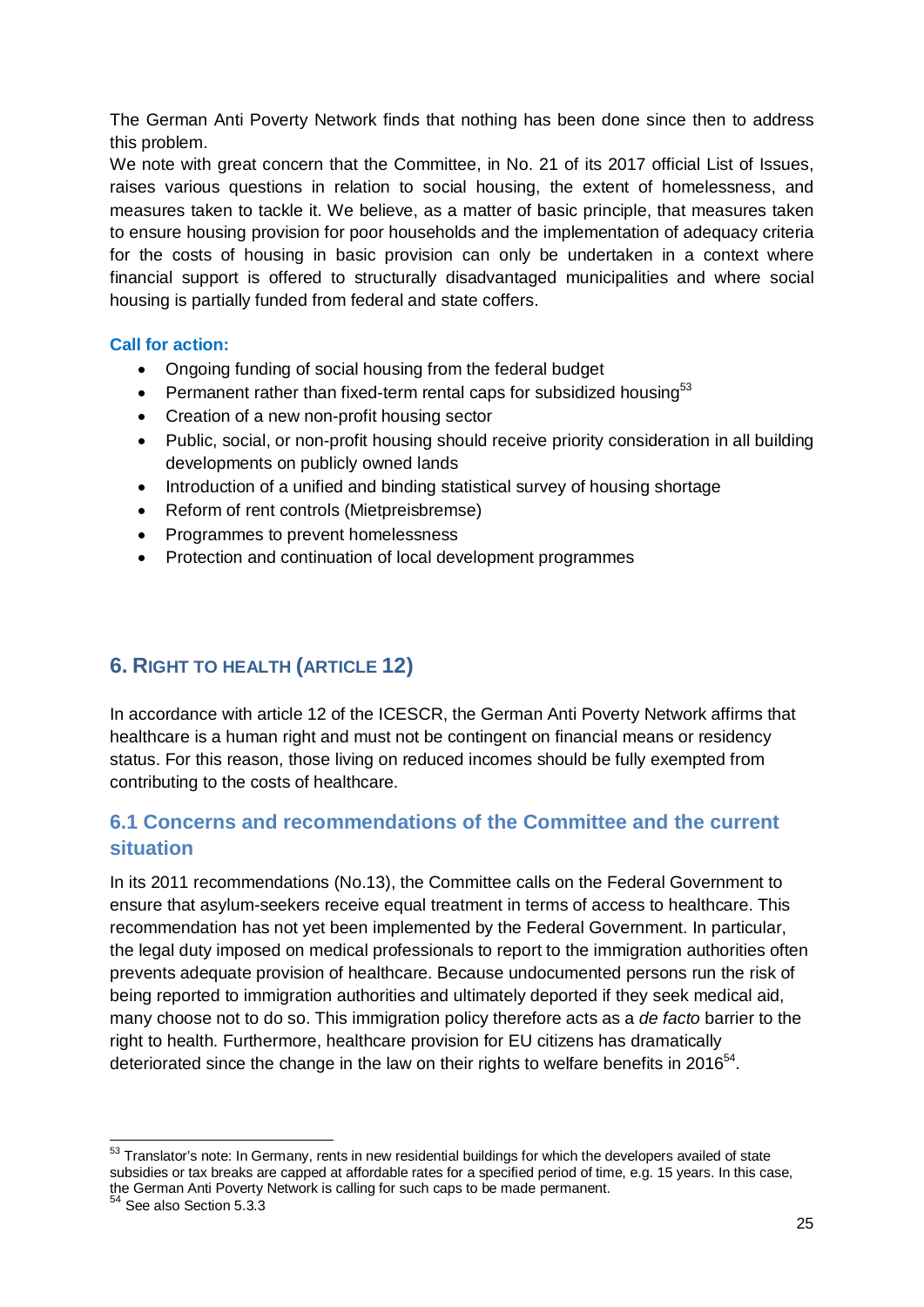The German Anti Poverty Network finds that nothing has been done since then to address this problem.

We note with great concern that the Committee, in No. 21 of its 2017 official List of Issues, raises various questions in relation to social housing, the extent of homelessness, and measures taken to tackle it. We believe, as a matter of basic principle, that measures taken to ensure housing provision for poor households and the implementation of adequacy criteria for the costs of housing in basic provision can only be undertaken in a context where financial support is offered to structurally disadvantaged municipalities and where social housing is partially funded from federal and state coffers.

**Call for action:**

- Ongoing funding of social housing from the federal budget
- Permanent rather than fixed-term rental caps for subsidized housing[53]
- Creation of a new non-profit housing sector
- Public, social, or non-profit housing should receive priority consideration in all building developments on publicly owned lands
- Introduction of a unified and binding statistical survey of housing shortage
- Reform of rent controls (Mietpreisbremse)
- Programmes to prevent homelessness
- Protection and continuation of local development programmes

## 6. Right to Health (Article 12)

In accordance with article 12 of the ICESCR, the German Anti Poverty Network affirms that healthcare is a human right and must not be contingent on financial means or residency status. For this reason, those living on reduced incomes should be fully exempted from contributing to the costs of healthcare.

### 6.1 Concerns and recommendations of the Committee and the current situation

In its 2011 recommendations (No.13), the Committee calls on the Federal Government to ensure that asylum-seekers receive equal treatment in terms of access to healthcare. This recommendation has not yet been implemented by the Federal Government. In particular, the legal duty imposed on medical professionals to report to the immigration authorities often prevents adequate provision of healthcare. Because undocumented persons run the risk of being reported to immigration authorities and ultimately deported if they seek medical aid, many choose not to do so. This immigration policy therefore acts as a *de facto* barrier to the right to health. Furthermore, healthcare provision for EU citizens has dramatically deteriorated since the change in the law on their rights to welfare benefits in 2016[54].

---

[53] Translator's note: In Germany, rents in new residential buildings for which the developers availed of state subsidies or tax breaks are capped at affordable rates for a specified period of time, e.g. 15 years. In this case, the German Anti Poverty Network is calling for such caps to be made permanent.

[54] See also Section 5.3.3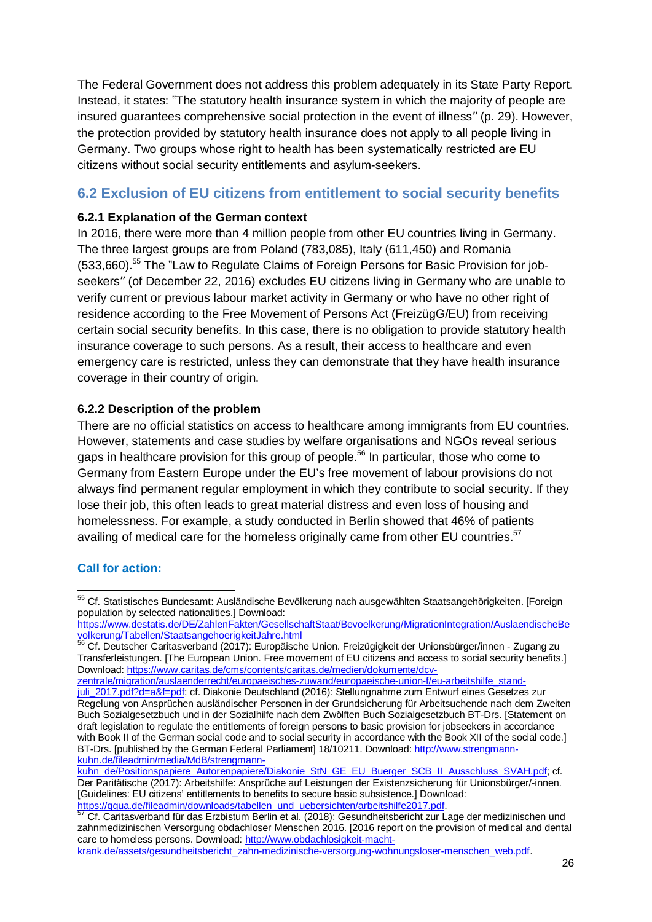The Federal Government does not address this problem adequately in its State Party Report. Instead, it states: "The statutory health insurance system in which the majority of people are insured guarantees comprehensive social protection in the event of illness" (p. 29). However, the protection provided by statutory health insurance does not apply to all people living in Germany. Two groups whose right to health has been systematically restricted are EU citizens without social security entitlements and asylum-seekers.

## 6.2 Exclusion of EU citizens from entitlement to social security benefits

### 6.2.1 Explanation of the German context

In 2016, there were more than 4 million people from other EU countries living in Germany. The three largest groups are from Poland (783,085), Italy (611,450) and Romania (533,660).[55] The "Law to Regulate Claims of Foreign Persons for Basic Provision for job-seekers" (of December 22, 2016) excludes EU citizens living in Germany who are unable to verify current or previous labour market activity in Germany or who have no other right of residence according to the Free Movement of Persons Act (FreizügG/EU) from receiving certain social security benefits. In this case, there is no obligation to provide statutory health insurance coverage to such persons. As a result, their access to healthcare and even emergency care is restricted, unless they can demonstrate that they have health insurance coverage in their country of origin.

### 6.2.2 Description of the problem

There are no official statistics on access to healthcare among immigrants from EU countries. However, statements and case studies by welfare organisations and NGOs reveal serious gaps in healthcare provision for this group of people.[56] In particular, those who come to Germany from Eastern Europe under the EU's free movement of labour provisions do not always find permanent regular employment in which they contribute to social security. If they lose their job, this often leads to great material distress and even loss of housing and homelessness. For example, a study conducted in Berlin showed that 46% of patients availing of medical care for the homeless originally came from other EU countries.[57]

### Call for action:

---

[55] Cf. Statistisches Bundesamt: Ausländische Bevölkerung nach ausgewählten Staatsangehörigkeiten. [Foreign population by selected nationalities.] Download: https://www.destatis.de/DE/ZahlenFakten/GesellschaftStaat/Bevoelkerung/MigrationIntegration/AuslaendischeBevolkerung/Tabellen/StaatsangehoerigkeitJahre.html

[56] Cf. Deutscher Caritasverband (2017): Europäische Union. Freizügigkeit der Unionsbürger/innen - Zugang zu Transferleistungen. [The European Union. Free movement of EU citizens and access to social security benefits.] Download: https://www.caritas.de/cms/contents/caritas.de/medien/dokumente/dcv-zentrale/migration/auslaenderrecht/europaeisches-zuwand/europaeische-union-f/eu-arbeitshilfe_stand-juli_2017.pdf?d=a&f=pdf; cf. Diakonie Deutschland (2016): Stellungnahme zum Entwurf eines Gesetzes zur Regelung von Ansprüchen ausländischer Personen in der Grundsicherung für Arbeitsuchende nach dem Zweiten Buch Sozialgesetzbuch und in der Sozialhilfe nach dem Zwölften Buch Sozialgesetzbuch BT-Drs. [Statement on draft legislation to regulate the entitlements of foreign persons to basic provision for jobseekers in accordance with Book II of the German social code and to social security in accordance with the Book XII of the social code.] BT-Drs. [published by the German Federal Parliament] 18/10211. Download: http://www.strengmann-kuhn.de/fileadmin/media/MdB/strengmann-kuhn_de/Positionspapiere_Autorenpapiere/Diakonie_StN_GE_EU_Buerger_SCB_II_Ausschluss_SVAH.pdf; cf. Der Paritätische (2017): Arbeitshilfe: Ansprüche auf Leistungen der Existenzsicherung für Unionsbürger/-innen. [Guidelines: EU citizens' entitlements to benefits to secure basic subsistence.] Download: https://ggua.de/fileadmin/downloads/tabellen_und_uebersichten/arbeitshilfe2017.pdf.

[57] Cf. Caritasverband für das Erzbistum Berlin et al. (2018): Gesundheitsbericht zur Lage der medizinischen und zahnmedizinischen Versorgung obdachloser Menschen 2016. [2016 report on the provision of medical and dental care to homeless persons. Download: http://www.obdachlosigkeit-macht-krank.de/assets/gesundheitsbericht_zahn-medizinische-versorgung-wohnungsloser-menschen_web.pdf.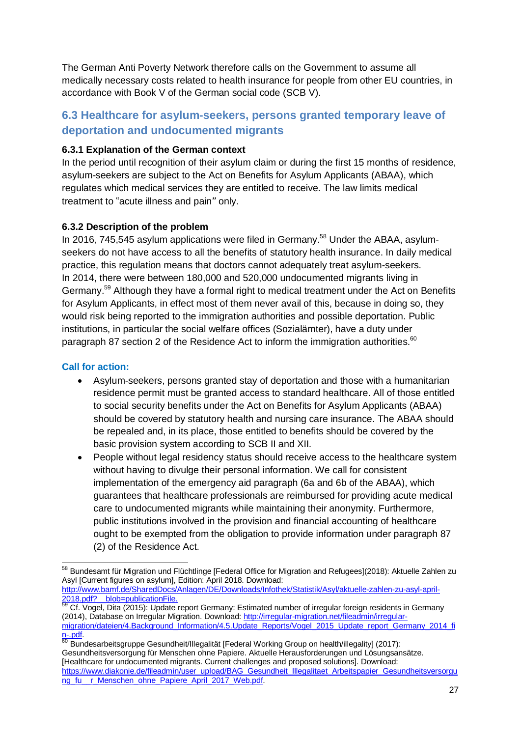The German Anti Poverty Network therefore calls on the Government to assume all medically necessary costs related to health insurance for people from other EU countries, in accordance with Book V of the German social code (SCB V).

## 6.3 Healthcare for asylum-seekers, persons granted temporary leave of deportation and undocumented migrants

### 6.3.1 Explanation of the German context

In the period until recognition of their asylum claim or during the first 15 months of residence, asylum-seekers are subject to the Act on Benefits for Asylum Applicants (ABAA), which regulates which medical services they are entitled to receive. The law limits medical treatment to "acute illness and pain" only.

### 6.3.2 Description of the problem

In 2016, 745,545 asylum applications were filed in Germany.[58] Under the ABAA, asylum-seekers do not have access to all the benefits of statutory health insurance. In daily medical practice, this regulation means that doctors cannot adequately treat asylum-seekers. In 2014, there were between 180,000 and 520,000 undocumented migrants living in Germany.[59] Although they have a formal right to medical treatment under the Act on Benefits for Asylum Applicants, in effect most of them never avail of this, because in doing so, they would risk being reported to the immigration authorities and possible deportation. Public institutions, in particular the social welfare offices (Sozialämter), have a duty under paragraph 87 section 2 of the Residence Act to inform the immigration authorities.[60]

**Call for action:**

- Asylum-seekers, persons granted stay of deportation and those with a humanitarian residence permit must be granted access to standard healthcare. All of those entitled to social security benefits under the Act on Benefits for Asylum Applicants (ABAA) should be covered by statutory health and nursing care insurance. The ABAA should be repealed and, in its place, those entitled to benefits should be covered by the basic provision system according to SCB II and XII.
- People without legal residency status should receive access to the healthcare system without having to divulge their personal information. We call for consistent implementation of the emergency aid paragraph (6a and 6b of the ABAA), which guarantees that healthcare professionals are reimbursed for providing acute medical care to undocumented migrants while maintaining their anonymity. Furthermore, public institutions involved in the provision and financial accounting of healthcare ought to be exempted from the obligation to provide information under paragraph 87 (2) of the Residence Act.

---

[58] Bundesamt für Migration und Flüchtlinge [Federal Office for Migration and Refugees](2018): Aktuelle Zahlen zu Asyl [Current figures on asylum], Edition: April 2018. Download: http://www.bamf.de/SharedDocs/Anlagen/DE/Downloads/Infothek/Statistik/Asyl/aktuelle-zahlen-zu-asyl-april-2018.pdf?__blob=publicationFile.

[59] Cf. Vogel, Dita (2015): Update report Germany: Estimated number of irregular foreign residents in Germany (2014), Database on Irregular Migration. Download: http://irregular-migration.net/fileadmin/irregular-migration/dateien/4.Background_Information/4.5.Update_Reports/Vogel_2015_Update_report_Germany_2014_fin-.pdf.

[60] Bundesarbeitsgruppe Gesundheit/Illegalität [Federal Working Group on health/illegality] (2017): Gesundheitsversorgung für Menschen ohne Papiere. Aktuelle Herausforderungen und Lösungsansätze. [Healthcare for undocumented migrants. Current challenges and proposed solutions]. Download: https://www.diakonie.de/fileadmin/user_upload/BAG_Gesundheit_Illegalitaet_Arbeitspapier_Gesundheitsversorgung_fu__r_Menschen_ohne_Papiere_April_2017_Web.pdf.